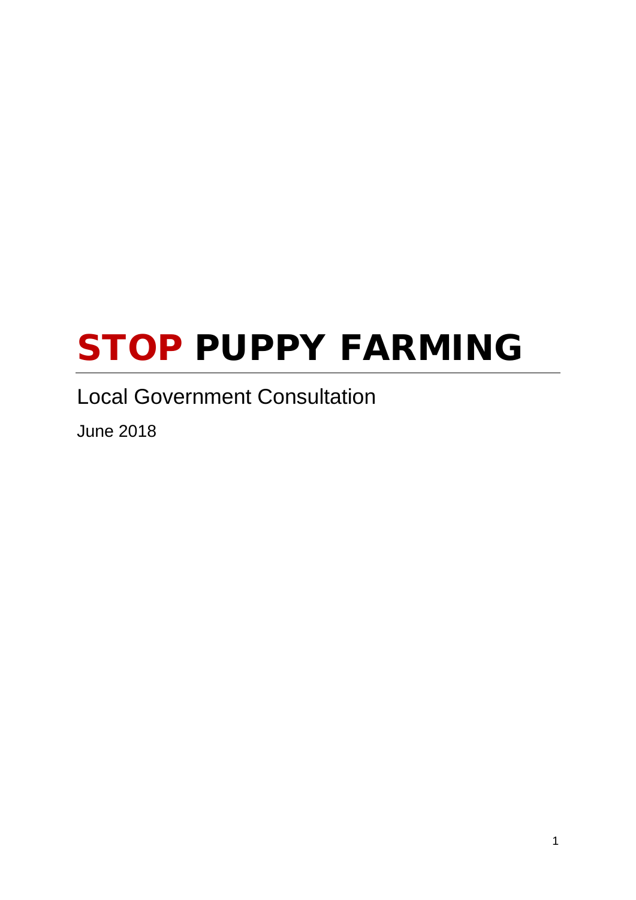# STOP PUPPY FARMING

Local Government Consultation

June 2018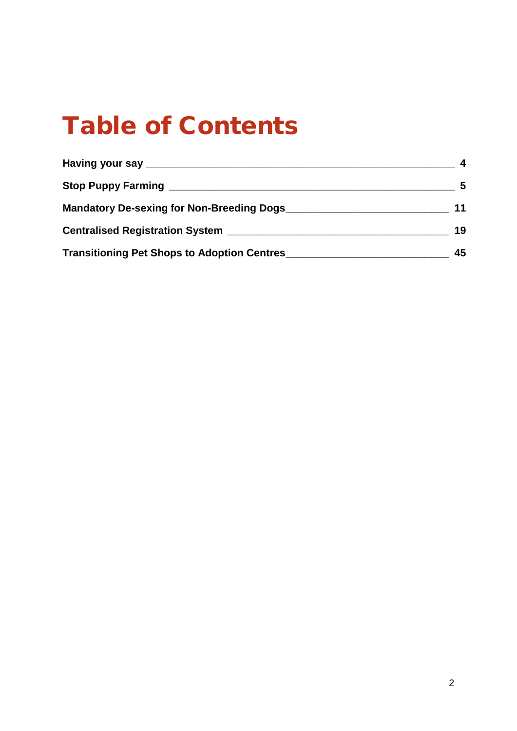# Table of Contents

**Having your say** ______________________________________________ **4**

**Stop Puppy Farming** ___________________________________________ **5**

**Mandatory De-sexing for Non-Breeding Dogs**_______________________ **11**

**Centralised Registration System** ______________________________ **19**

**Transitioning Pet Shops to Adoption Centres**_______________________ **45**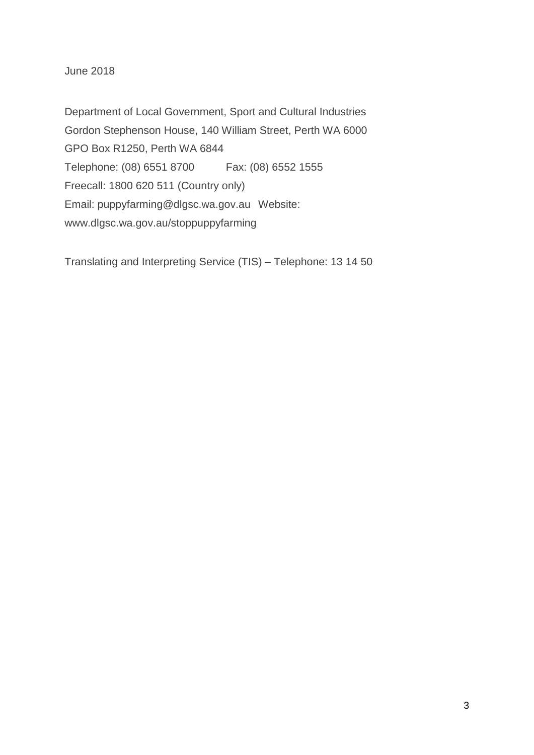June 2018

Department of Local Government, Sport and Cultural Industries
Gordon Stephenson House, 140 William Street, Perth WA 6000
GPO Box R1250, Perth WA 6844
Telephone: (08) 6551 8700 Fax: (08) 6552 1555
Freecall: 1800 620 511 (Country only)
Email: puppyfarming@dlgsc.wa.gov.au Website:
www.dlgsc.wa.gov.au/stoppuppyfarming

Translating and Interpreting Service (TIS) – Telephone: 13 14 50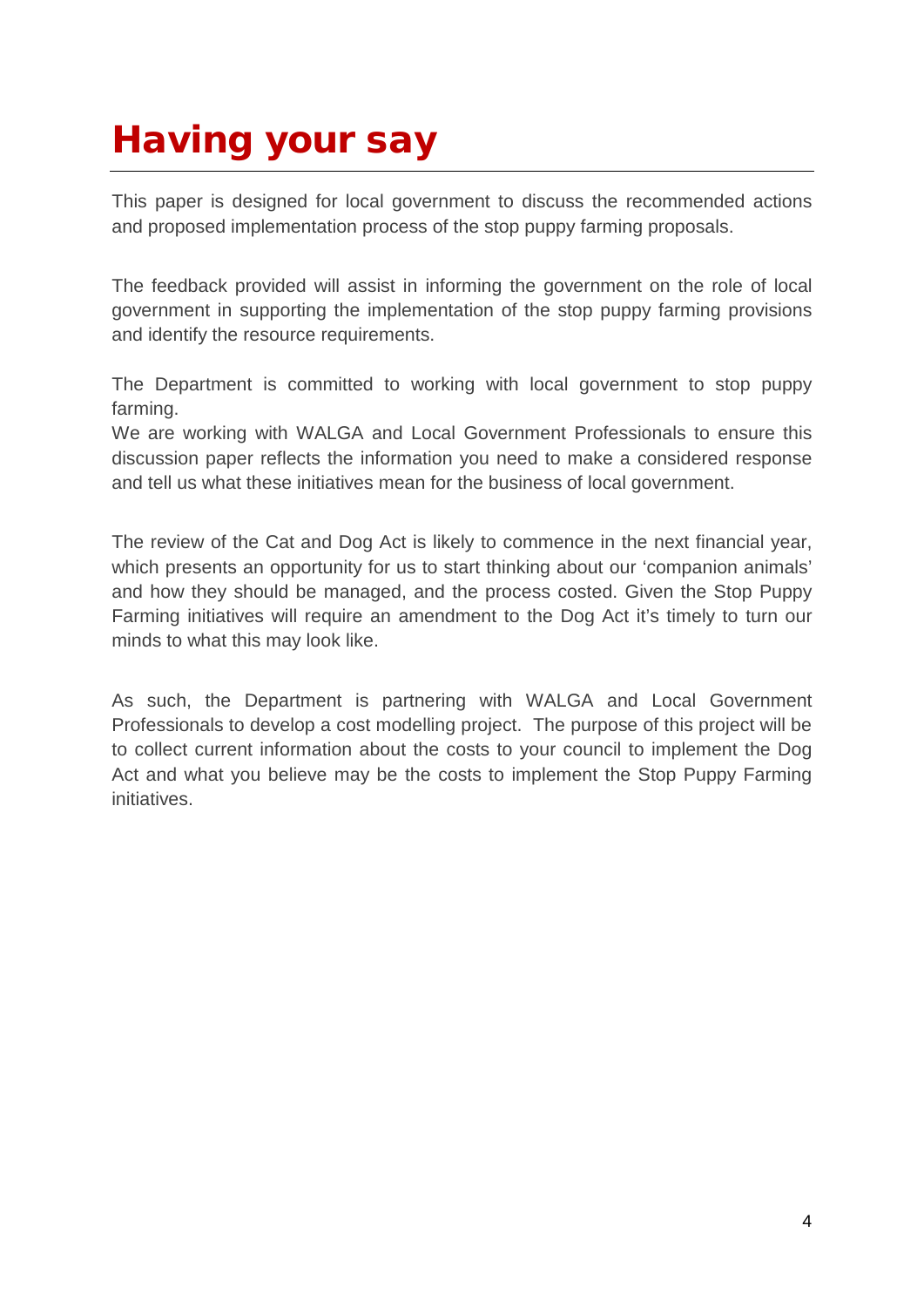# Having your say

This paper is designed for local government to discuss the recommended actions and proposed implementation process of the stop puppy farming proposals.

The feedback provided will assist in informing the government on the role of local government in supporting the implementation of the stop puppy farming provisions and identify the resource requirements.

The Department is committed to working with local government to stop puppy farming.
We are working with WALGA and Local Government Professionals to ensure this discussion paper reflects the information you need to make a considered response and tell us what these initiatives mean for the business of local government.

The review of the Cat and Dog Act is likely to commence in the next financial year, which presents an opportunity for us to start thinking about our 'companion animals' and how they should be managed, and the process costed. Given the Stop Puppy Farming initiatives will require an amendment to the Dog Act it's timely to turn our minds to what this may look like.

As such, the Department is partnering with WALGA and Local Government Professionals to develop a cost modelling project. The purpose of this project will be to collect current information about the costs to your council to implement the Dog Act and what you believe may be the costs to implement the Stop Puppy Farming initiatives.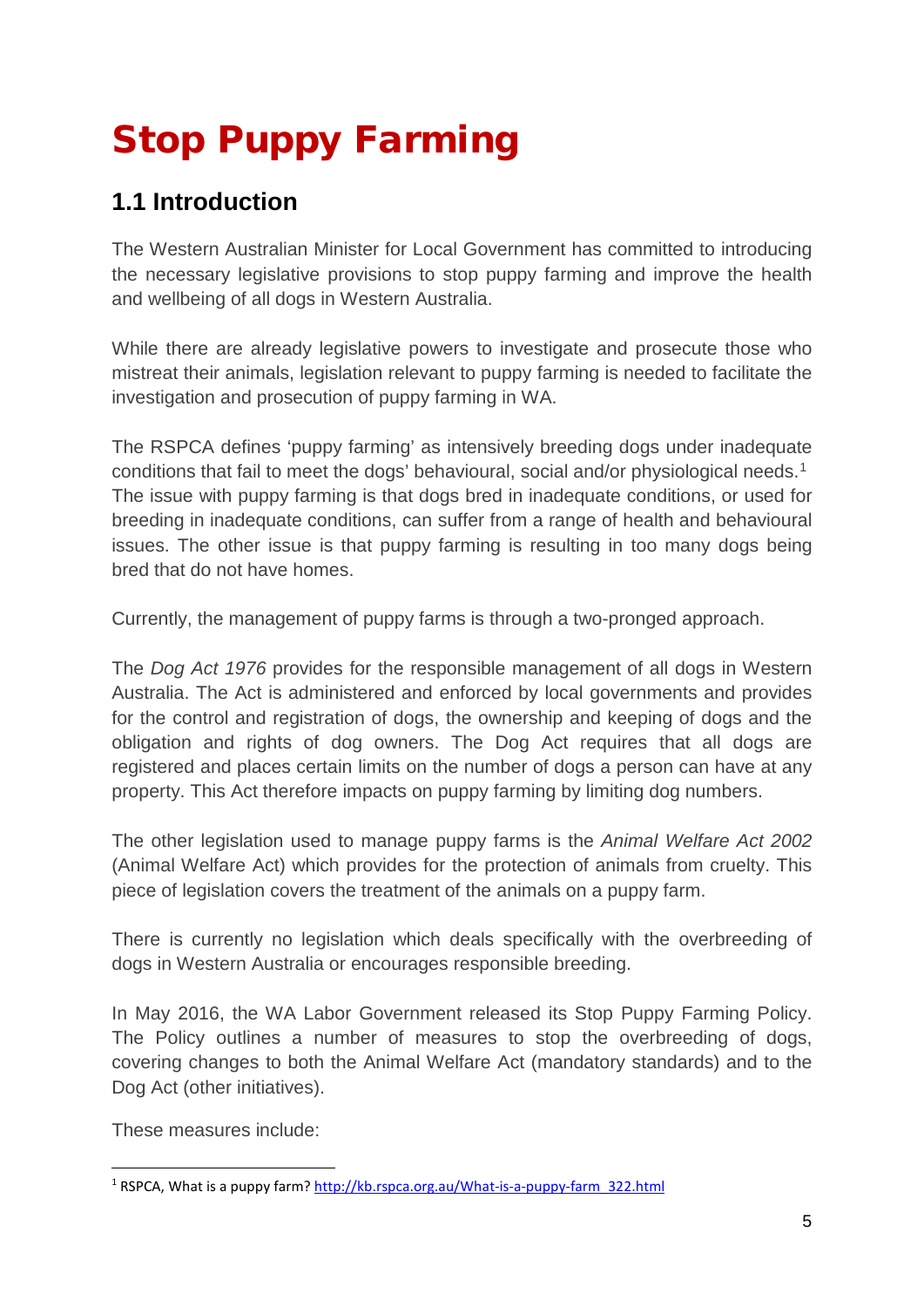# Stop Puppy Farming

## 1.1 Introduction

The Western Australian Minister for Local Government has committed to introducing the necessary legislative provisions to stop puppy farming and improve the health and wellbeing of all dogs in Western Australia.

While there are already legislative powers to investigate and prosecute those who mistreat their animals, legislation relevant to puppy farming is needed to facilitate the investigation and prosecution of puppy farming in WA.

The RSPCA defines 'puppy farming' as intensively breeding dogs under inadequate conditions that fail to meet the dogs' behavioural, social and/or physiological needs.[1] The issue with puppy farming is that dogs bred in inadequate conditions, or used for breeding in inadequate conditions, can suffer from a range of health and behavioural issues. The other issue is that puppy farming is resulting in too many dogs being bred that do not have homes.

Currently, the management of puppy farms is through a two-pronged approach.

The *Dog Act 1976* provides for the responsible management of all dogs in Western Australia. The Act is administered and enforced by local governments and provides for the control and registration of dogs, the ownership and keeping of dogs and the obligation and rights of dog owners. The Dog Act requires that all dogs are registered and places certain limits on the number of dogs a person can have at any property. This Act therefore impacts on puppy farming by limiting dog numbers.

The other legislation used to manage puppy farms is the *Animal Welfare Act 2002* (Animal Welfare Act) which provides for the protection of animals from cruelty. This piece of legislation covers the treatment of the animals on a puppy farm.

There is currently no legislation which deals specifically with the overbreeding of dogs in Western Australia or encourages responsible breeding.

In May 2016, the WA Labor Government released its Stop Puppy Farming Policy. The Policy outlines a number of measures to stop the overbreeding of dogs, covering changes to both the Animal Welfare Act (mandatory standards) and to the Dog Act (other initiatives).

These measures include:

---

[1] RSPCA, What is a puppy farm? http://kb.rspca.org.au/What-is-a-puppy-farm_322.html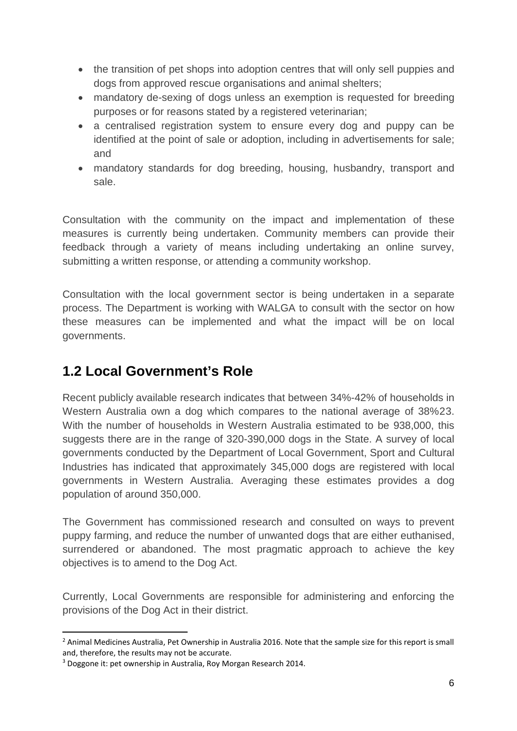- the transition of pet shops into adoption centres that will only sell puppies and dogs from approved rescue organisations and animal shelters;
- mandatory de-sexing of dogs unless an exemption is requested for breeding purposes or for reasons stated by a registered veterinarian;
- a centralised registration system to ensure every dog and puppy can be identified at the point of sale or adoption, including in advertisements for sale; and
- mandatory standards for dog breeding, housing, husbandry, transport and sale.

Consultation with the community on the impact and implementation of these measures is currently being undertaken. Community members can provide their feedback through a variety of means including undertaking an online survey, submitting a written response, or attending a community workshop.

Consultation with the local government sector is being undertaken in a separate process. The Department is working with WALGA to consult with the sector on how these measures can be implemented and what the impact will be on local governments.

## 1.2 Local Government's Role

Recent publicly available research indicates that between 34%-42% of households in Western Australia own a dog which compares to the national average of 38%[2][3]. With the number of households in Western Australia estimated to be 938,000, this suggests there are in the range of 320-390,000 dogs in the State. A survey of local governments conducted by the Department of Local Government, Sport and Cultural Industries has indicated that approximately 345,000 dogs are registered with local governments in Western Australia. Averaging these estimates provides a dog population of around 350,000.

The Government has commissioned research and consulted on ways to prevent puppy farming, and reduce the number of unwanted dogs that are either euthanised, surrendered or abandoned. The most pragmatic approach to achieve the key objectives is to amend to the Dog Act.

Currently, Local Governments are responsible for administering and enforcing the provisions of the Dog Act in their district.

---

[2] Animal Medicines Australia, Pet Ownership in Australia 2016. Note that the sample size for this report is small and, therefore, the results may not be accurate.

[3] Doggone it: pet ownership in Australia, Roy Morgan Research 2014.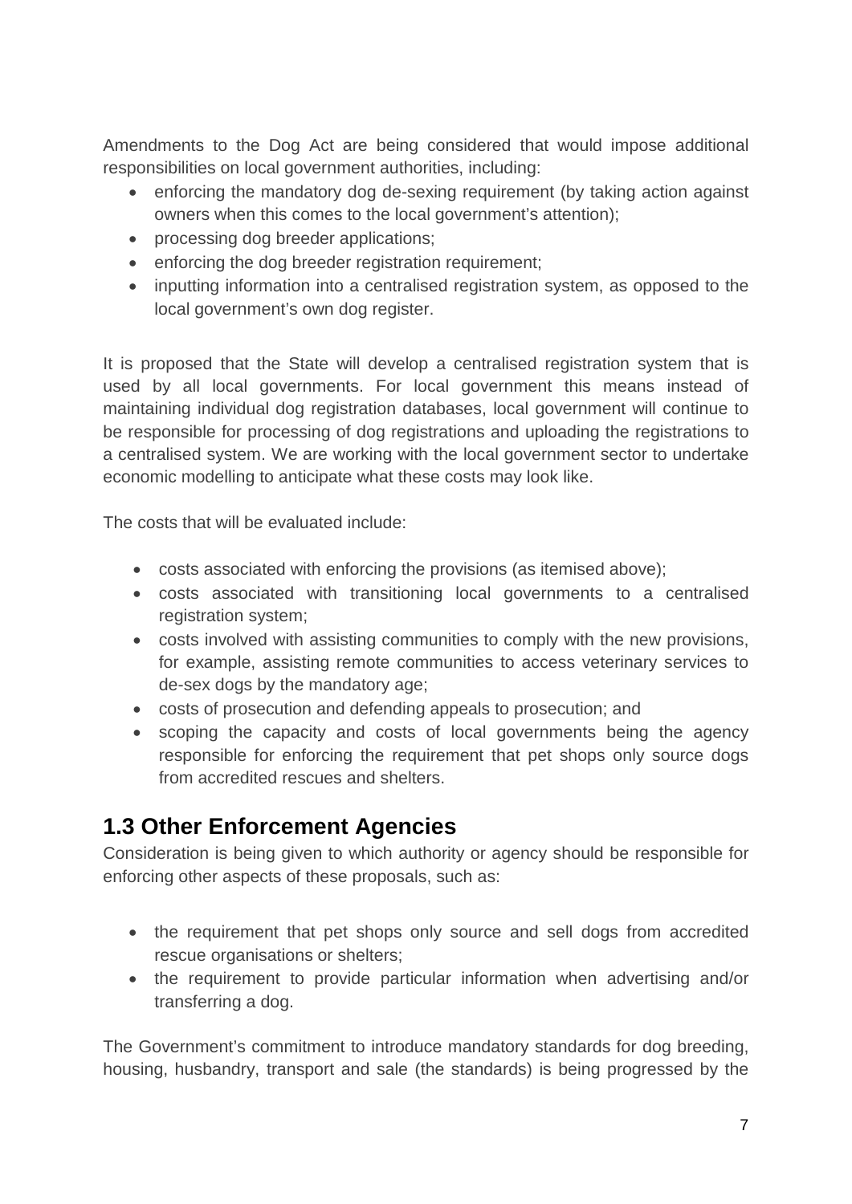Amendments to the Dog Act are being considered that would impose additional responsibilities on local government authorities, including:

- enforcing the mandatory dog de-sexing requirement (by taking action against owners when this comes to the local government's attention);
- processing dog breeder applications;
- enforcing the dog breeder registration requirement;
- inputting information into a centralised registration system, as opposed to the local government's own dog register.

It is proposed that the State will develop a centralised registration system that is used by all local governments. For local government this means instead of maintaining individual dog registration databases, local government will continue to be responsible for processing of dog registrations and uploading the registrations to a centralised system. We are working with the local government sector to undertake economic modelling to anticipate what these costs may look like.

The costs that will be evaluated include:

- costs associated with enforcing the provisions (as itemised above);
- costs associated with transitioning local governments to a centralised registration system;
- costs involved with assisting communities to comply with the new provisions, for example, assisting remote communities to access veterinary services to de-sex dogs by the mandatory age;
- costs of prosecution and defending appeals to prosecution; and
- scoping the capacity and costs of local governments being the agency responsible for enforcing the requirement that pet shops only source dogs from accredited rescues and shelters.

## 1.3 Other Enforcement Agencies

Consideration is being given to which authority or agency should be responsible for enforcing other aspects of these proposals, such as:

- the requirement that pet shops only source and sell dogs from accredited rescue organisations or shelters;
- the requirement to provide particular information when advertising and/or transferring a dog.

The Government's commitment to introduce mandatory standards for dog breeding, housing, husbandry, transport and sale (the standards) is being progressed by the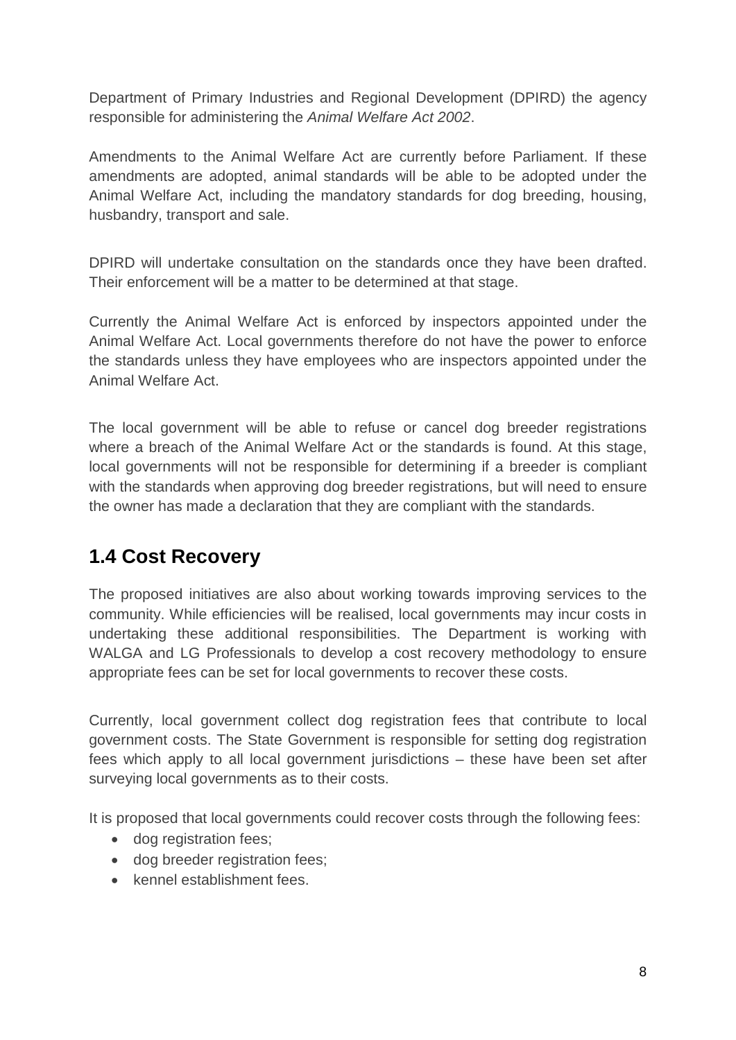Department of Primary Industries and Regional Development (DPIRD) the agency responsible for administering the *Animal Welfare Act 2002*.

Amendments to the Animal Welfare Act are currently before Parliament. If these amendments are adopted, animal standards will be able to be adopted under the Animal Welfare Act, including the mandatory standards for dog breeding, housing, husbandry, transport and sale.

DPIRD will undertake consultation on the standards once they have been drafted. Their enforcement will be a matter to be determined at that stage.

Currently the Animal Welfare Act is enforced by inspectors appointed under the Animal Welfare Act. Local governments therefore do not have the power to enforce the standards unless they have employees who are inspectors appointed under the Animal Welfare Act.

The local government will be able to refuse or cancel dog breeder registrations where a breach of the Animal Welfare Act or the standards is found. At this stage, local governments will not be responsible for determining if a breeder is compliant with the standards when approving dog breeder registrations, but will need to ensure the owner has made a declaration that they are compliant with the standards.

## 1.4 Cost Recovery

The proposed initiatives are also about working towards improving services to the community. While efficiencies will be realised, local governments may incur costs in undertaking these additional responsibilities. The Department is working with WALGA and LG Professionals to develop a cost recovery methodology to ensure appropriate fees can be set for local governments to recover these costs.

Currently, local government collect dog registration fees that contribute to local government costs. The State Government is responsible for setting dog registration fees which apply to all local government jurisdictions – these have been set after surveying local governments as to their costs.

It is proposed that local governments could recover costs through the following fees:

- dog registration fees;
- dog breeder registration fees;
- kennel establishment fees.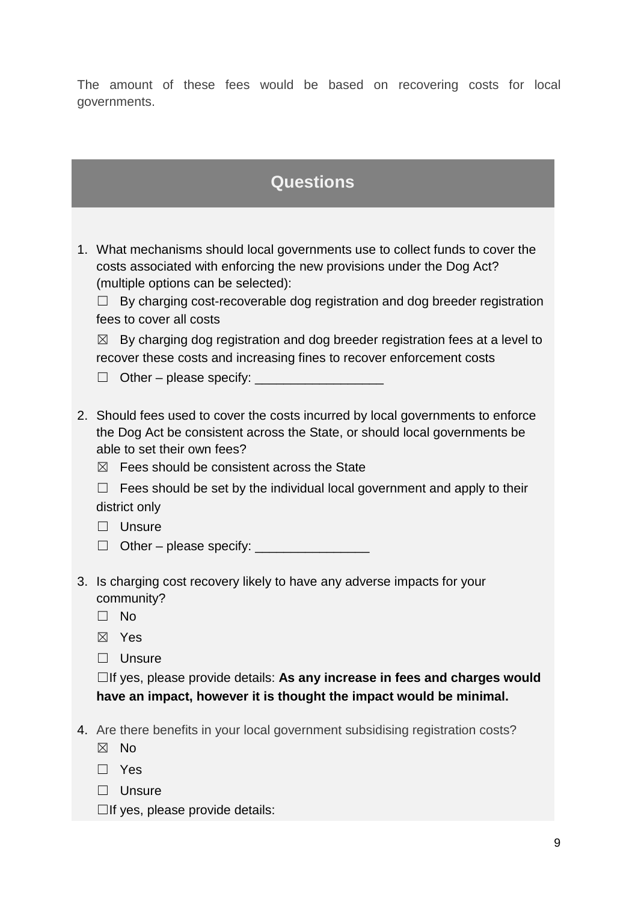The amount of these fees would be based on recovering costs for local governments.

## Questions

1. What mechanisms should local governments use to collect funds to cover the costs associated with enforcing the new provisions under the Dog Act? (multiple options can be selected):

   ☐ By charging cost-recoverable dog registration and dog breeder registration fees to cover all costs

   ☒ By charging dog registration and dog breeder registration fees at a level to recover these costs and increasing fines to recover enforcement costs

   ☐ Other – please specify: __________________

2. Should fees used to cover the costs incurred by local governments to enforce the Dog Act be consistent across the State, or should local governments be able to set their own fees?

   ☒ Fees should be consistent across the State

   ☐ Fees should be set by the individual local government and apply to their district only

   ☐ Unsure

   ☐ Other – please specify: ________________

3. Is charging cost recovery likely to have any adverse impacts for your community?

   ☐ No

   ☒ Yes

   ☐ Unsure

   ☐If yes, please provide details: **As any increase in fees and charges would have an impact, however it is thought the impact would be minimal.**

4. Are there benefits in your local government subsidising registration costs?

   ☒ No

   ☐ Yes

   ☐ Unsure

   ☐If yes, please provide details: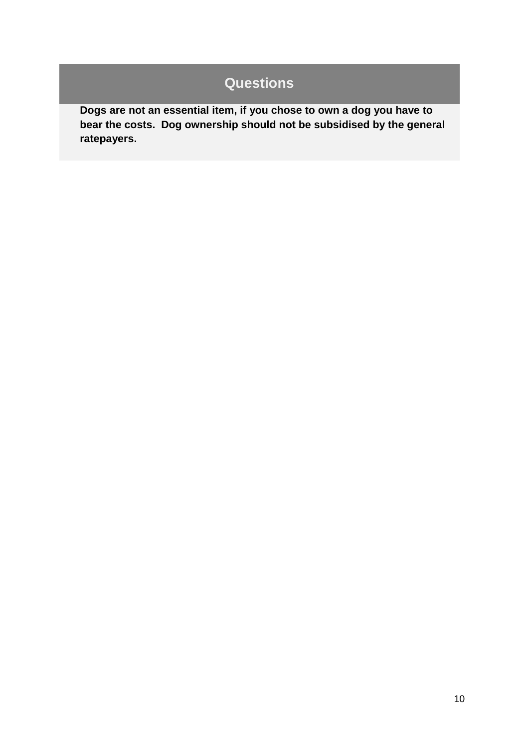## Questions

**Dogs are not an essential item, if you chose to own a dog you have to bear the costs. Dog ownership should not be subsidised by the general ratepayers.**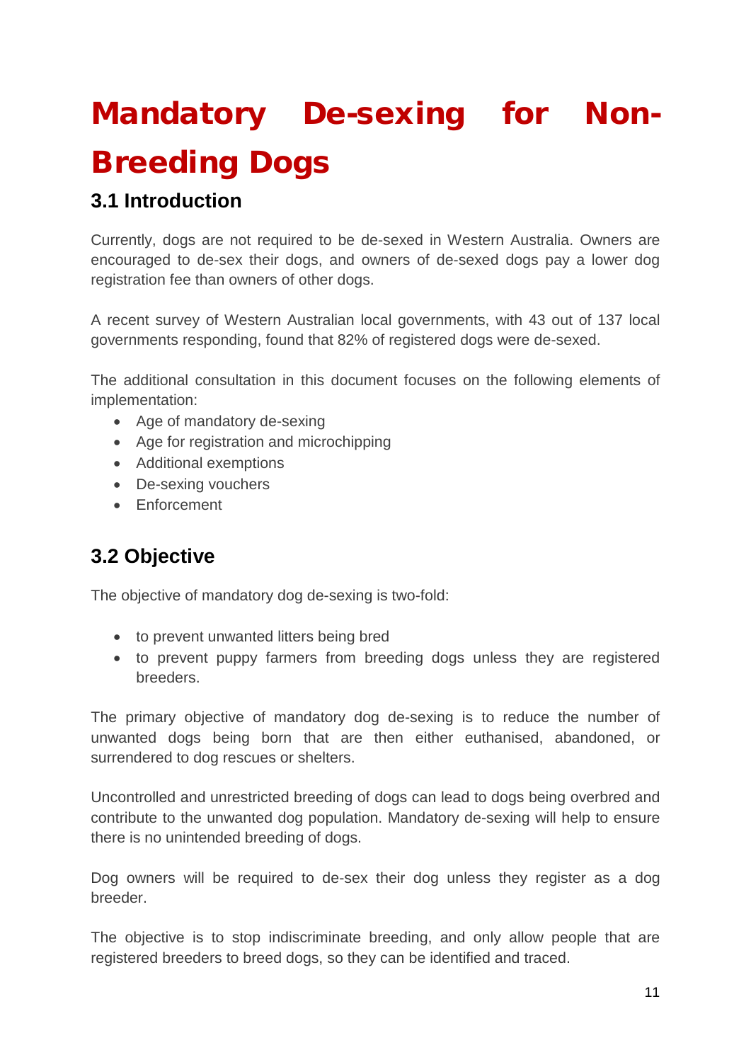# Mandatory De-sexing for Non-Breeding Dogs

## 3.1 Introduction

Currently, dogs are not required to be de-sexed in Western Australia. Owners are encouraged to de-sex their dogs, and owners of de-sexed dogs pay a lower dog registration fee than owners of other dogs.

A recent survey of Western Australian local governments, with 43 out of 137 local governments responding, found that 82% of registered dogs were de-sexed.

The additional consultation in this document focuses on the following elements of implementation:

- Age of mandatory de-sexing
- Age for registration and microchipping
- Additional exemptions
- De-sexing vouchers
- Enforcement

## 3.2 Objective

The objective of mandatory dog de-sexing is two-fold:

- to prevent unwanted litters being bred
- to prevent puppy farmers from breeding dogs unless they are registered breeders.

The primary objective of mandatory dog de-sexing is to reduce the number of unwanted dogs being born that are then either euthanised, abandoned, or surrendered to dog rescues or shelters.

Uncontrolled and unrestricted breeding of dogs can lead to dogs being overbred and contribute to the unwanted dog population. Mandatory de-sexing will help to ensure there is no unintended breeding of dogs.

Dog owners will be required to de-sex their dog unless they register as a dog breeder.

The objective is to stop indiscriminate breeding, and only allow people that are registered breeders to breed dogs, so they can be identified and traced.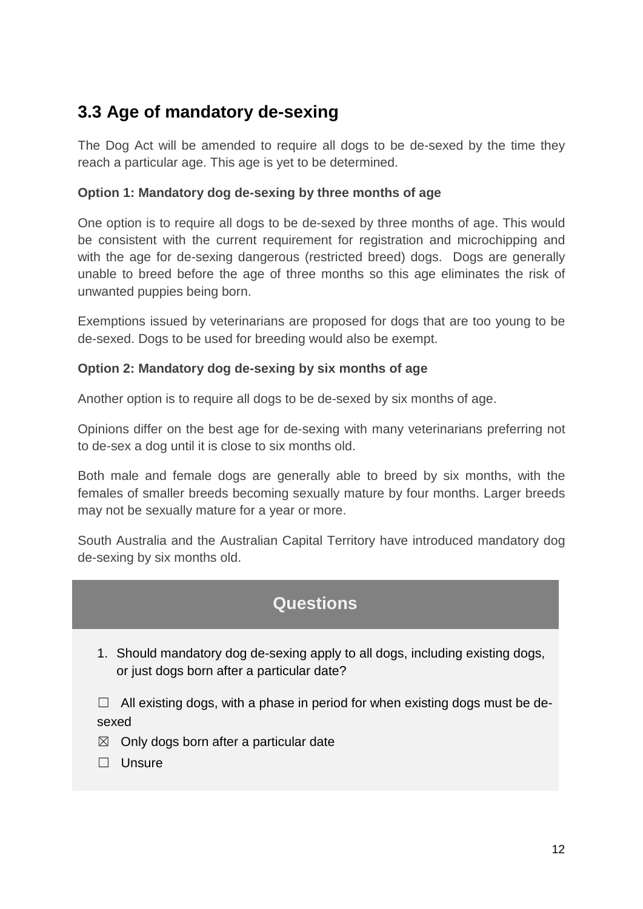## 3.3 Age of mandatory de-sexing

The Dog Act will be amended to require all dogs to be de-sexed by the time they reach a particular age. This age is yet to be determined.

**Option 1: Mandatory dog de-sexing by three months of age**

One option is to require all dogs to be de-sexed by three months of age. This would be consistent with the current requirement for registration and microchipping and with the age for de-sexing dangerous (restricted breed) dogs. Dogs are generally unable to breed before the age of three months so this age eliminates the risk of unwanted puppies being born.

Exemptions issued by veterinarians are proposed for dogs that are too young to be de-sexed. Dogs to be used for breeding would also be exempt.

**Option 2: Mandatory dog de-sexing by six months of age**

Another option is to require all dogs to be de-sexed by six months of age.

Opinions differ on the best age for de-sexing with many veterinarians preferring not to de-sex a dog until it is close to six months old.

Both male and female dogs are generally able to breed by six months, with the females of smaller breeds becoming sexually mature by four months. Larger breeds may not be sexually mature for a year or more.

South Australia and the Australian Capital Territory have introduced mandatory dog de-sexing by six months old.

### Questions

1. Should mandatory dog de-sexing apply to all dogs, including existing dogs, or just dogs born after a particular date?

☐ All existing dogs, with a phase in period for when existing dogs must be de-sexed

☒ Only dogs born after a particular date

☐ Unsure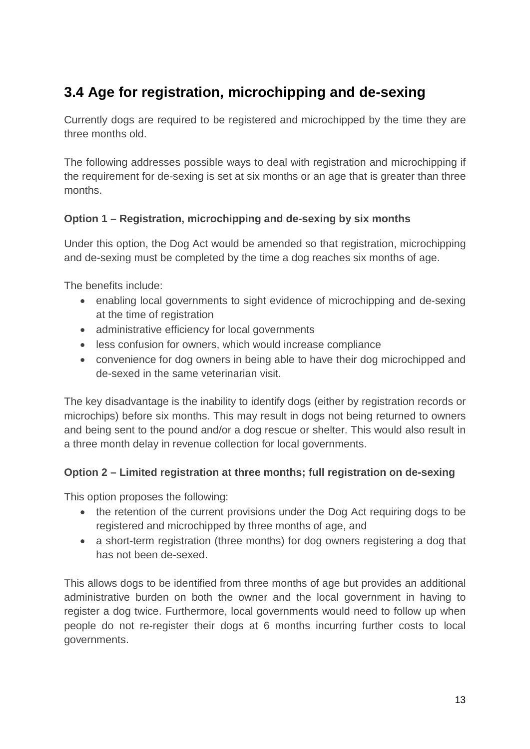## 3.4 Age for registration, microchipping and de-sexing

Currently dogs are required to be registered and microchipped by the time they are three months old.

The following addresses possible ways to deal with registration and microchipping if the requirement for de-sexing is set at six months or an age that is greater than three months.

**Option 1 – Registration, microchipping and de-sexing by six months**

Under this option, the Dog Act would be amended so that registration, microchipping and de-sexing must be completed by the time a dog reaches six months of age.

The benefits include:

- enabling local governments to sight evidence of microchipping and de-sexing at the time of registration
- administrative efficiency for local governments
- less confusion for owners, which would increase compliance
- convenience for dog owners in being able to have their dog microchipped and de-sexed in the same veterinarian visit.

The key disadvantage is the inability to identify dogs (either by registration records or microchips) before six months. This may result in dogs not being returned to owners and being sent to the pound and/or a dog rescue or shelter. This would also result in a three month delay in revenue collection for local governments.

**Option 2 – Limited registration at three months; full registration on de-sexing**

This option proposes the following:

- the retention of the current provisions under the Dog Act requiring dogs to be registered and microchipped by three months of age, and
- a short-term registration (three months) for dog owners registering a dog that has not been de-sexed.

This allows dogs to be identified from three months of age but provides an additional administrative burden on both the owner and the local government in having to register a dog twice. Furthermore, local governments would need to follow up when people do not re-register their dogs at 6 months incurring further costs to local governments.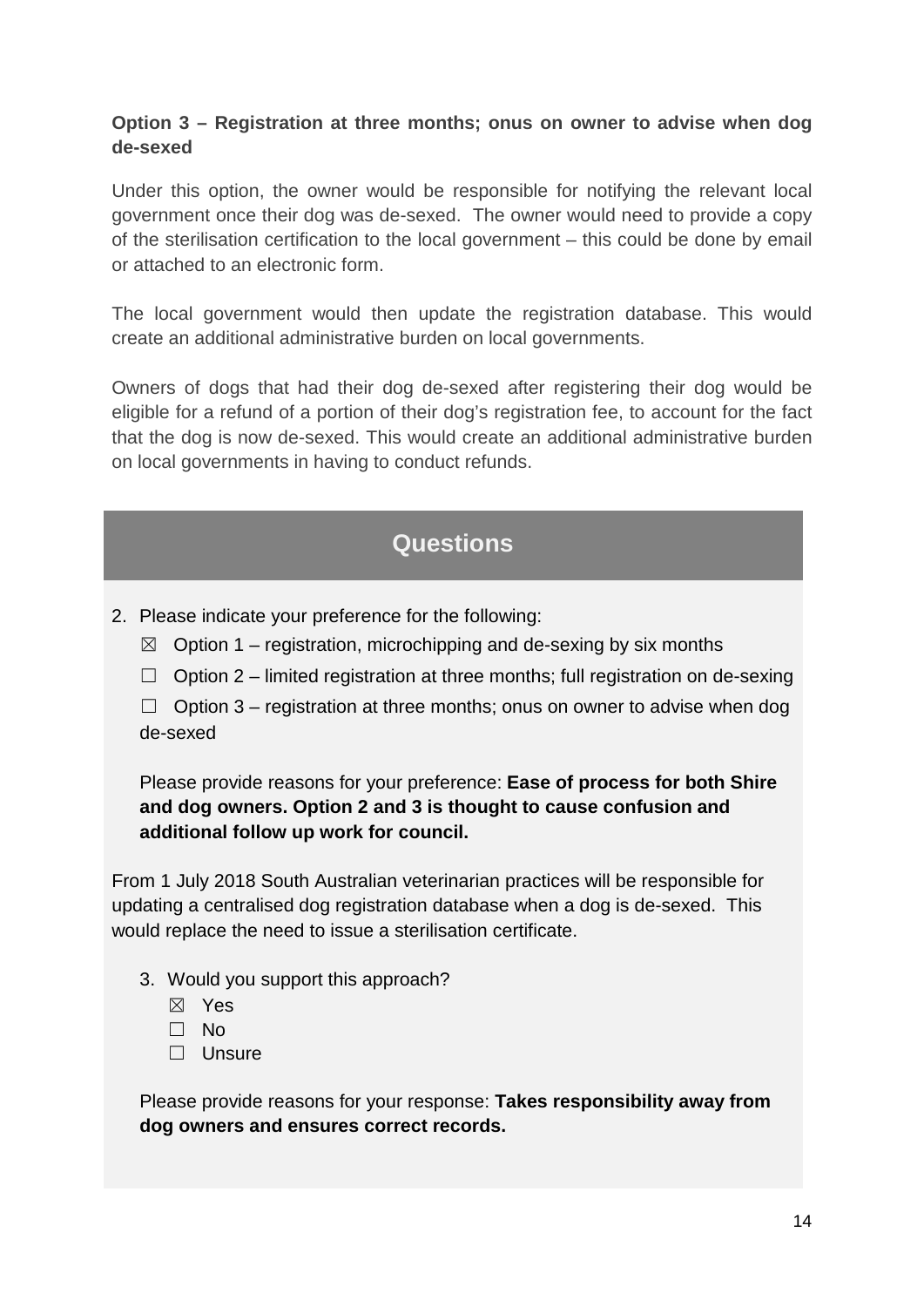**Option 3 – Registration at three months; onus on owner to advise when dog de-sexed**

Under this option, the owner would be responsible for notifying the relevant local government once their dog was de-sexed. The owner would need to provide a copy of the sterilisation certification to the local government – this could be done by email or attached to an electronic form.

The local government would then update the registration database. This would create an additional administrative burden on local governments.

Owners of dogs that had their dog de-sexed after registering their dog would be eligible for a refund of a portion of their dog's registration fee, to account for the fact that the dog is now de-sexed. This would create an additional administrative burden on local governments in having to conduct refunds.

## Questions

2. Please indicate your preference for the following:

   ☒ Option 1 – registration, microchipping and de-sexing by six months

   ☐ Option 2 – limited registration at three months; full registration on de-sexing

   ☐ Option 3 – registration at three months; onus on owner to advise when dog de-sexed

   Please provide reasons for your preference: **Ease of process for both Shire and dog owners. Option 2 and 3 is thought to cause confusion and additional follow up work for council.**

From 1 July 2018 South Australian veterinarian practices will be responsible for updating a centralised dog registration database when a dog is de-sexed. This would replace the need to issue a sterilisation certificate.

3. Would you support this approach?

   ☒ Yes
   ☐ No
   ☐ Unsure

   Please provide reasons for your response: **Takes responsibility away from dog owners and ensures correct records.**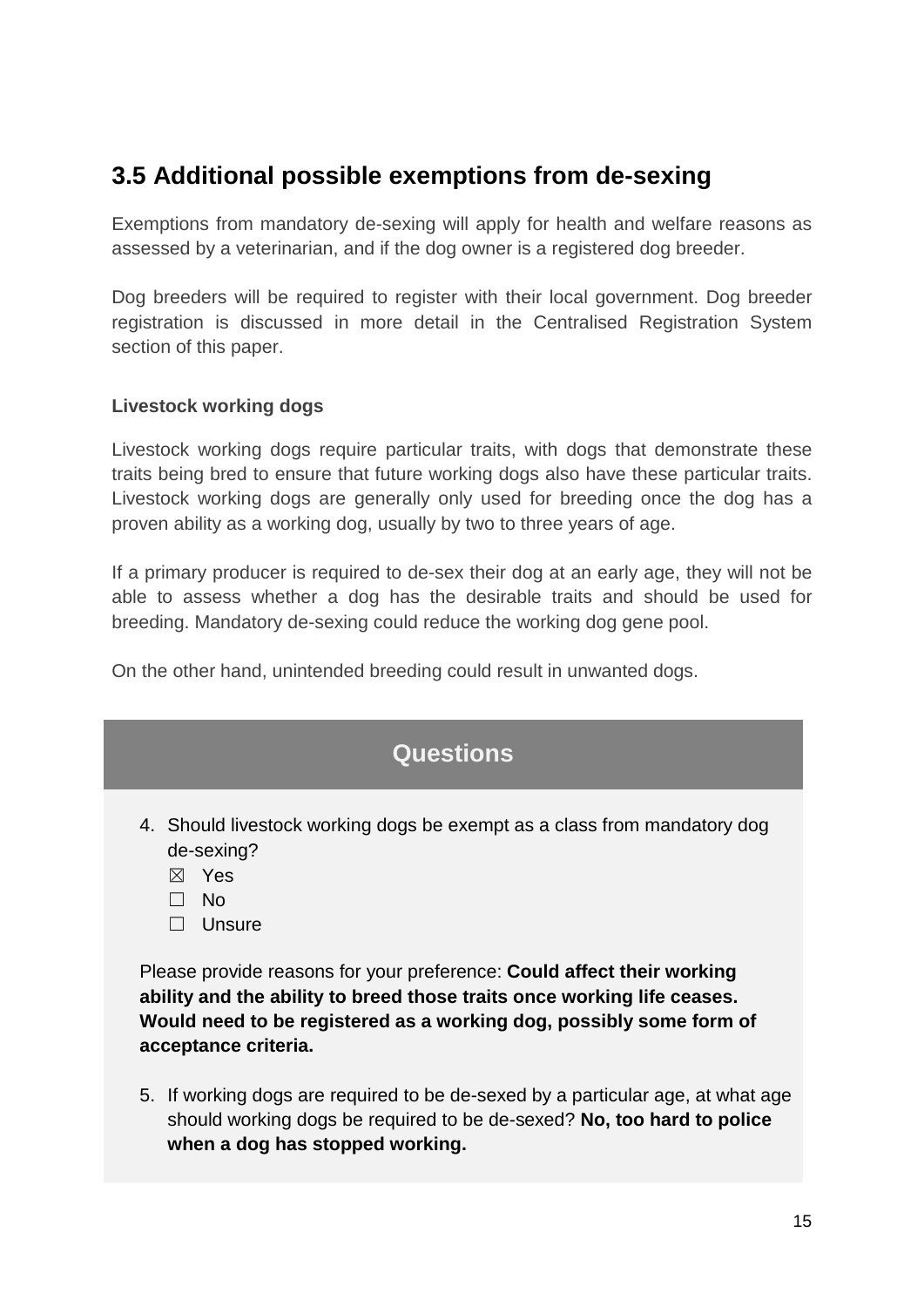## 3.5 Additional possible exemptions from de-sexing

Exemptions from mandatory de-sexing will apply for health and welfare reasons as assessed by a veterinarian, and if the dog owner is a registered dog breeder.

Dog breeders will be required to register with their local government. Dog breeder registration is discussed in more detail in the Centralised Registration System section of this paper.

**Livestock working dogs**

Livestock working dogs require particular traits, with dogs that demonstrate these traits being bred to ensure that future working dogs also have these particular traits. Livestock working dogs are generally only used for breeding once the dog has a proven ability as a working dog, usually by two to three years of age.

If a primary producer is required to de-sex their dog at an early age, they will not be able to assess whether a dog has the desirable traits and should be used for breeding. Mandatory de-sexing could reduce the working dog gene pool.

On the other hand, unintended breeding could result in unwanted dogs.

### Questions

4. Should livestock working dogs be exempt as a class from mandatory dog de-sexing?
   - ☒ Yes
   - ☐ No
   - ☐ Unsure

   Please provide reasons for your preference: **Could affect their working ability and the ability to breed those traits once working life ceases. Would need to be registered as a working dog, possibly some form of acceptance criteria.**

5. If working dogs are required to be de-sexed by a particular age, at what age should working dogs be required to be de-sexed? **No, too hard to police when a dog has stopped working.**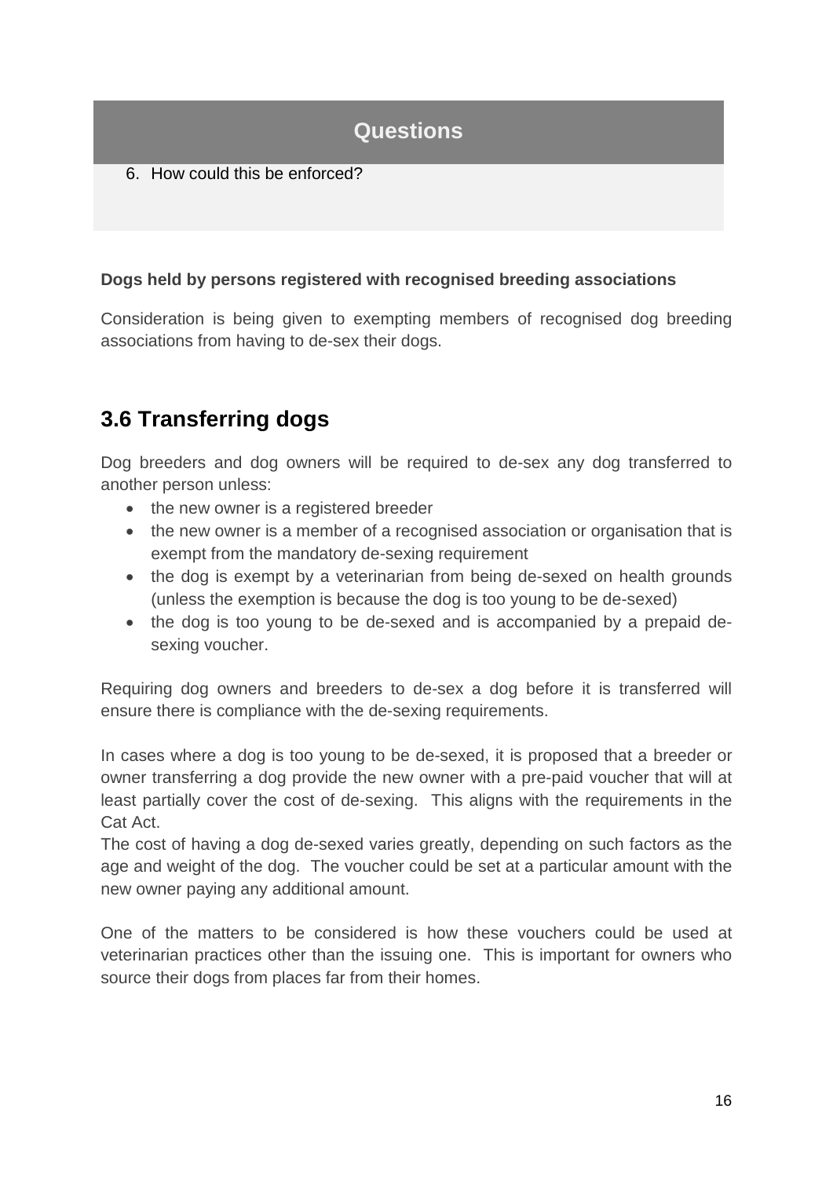**Questions**

6. How could this be enforced?

**Dogs held by persons registered with recognised breeding associations**

Consideration is being given to exempting members of recognised dog breeding associations from having to de-sex their dogs.

## 3.6 Transferring dogs

Dog breeders and dog owners will be required to de-sex any dog transferred to another person unless:

- the new owner is a registered breeder
- the new owner is a member of a recognised association or organisation that is exempt from the mandatory de-sexing requirement
- the dog is exempt by a veterinarian from being de-sexed on health grounds (unless the exemption is because the dog is too young to be de-sexed)
- the dog is too young to be de-sexed and is accompanied by a prepaid de-sexing voucher.

Requiring dog owners and breeders to de-sex a dog before it is transferred will ensure there is compliance with the de-sexing requirements.

In cases where a dog is too young to be de-sexed, it is proposed that a breeder or owner transferring a dog provide the new owner with a pre-paid voucher that will at least partially cover the cost of de-sexing. This aligns with the requirements in the Cat Act.

The cost of having a dog de-sexed varies greatly, depending on such factors as the age and weight of the dog. The voucher could be set at a particular amount with the new owner paying any additional amount.

One of the matters to be considered is how these vouchers could be used at veterinarian practices other than the issuing one. This is important for owners who source their dogs from places far from their homes.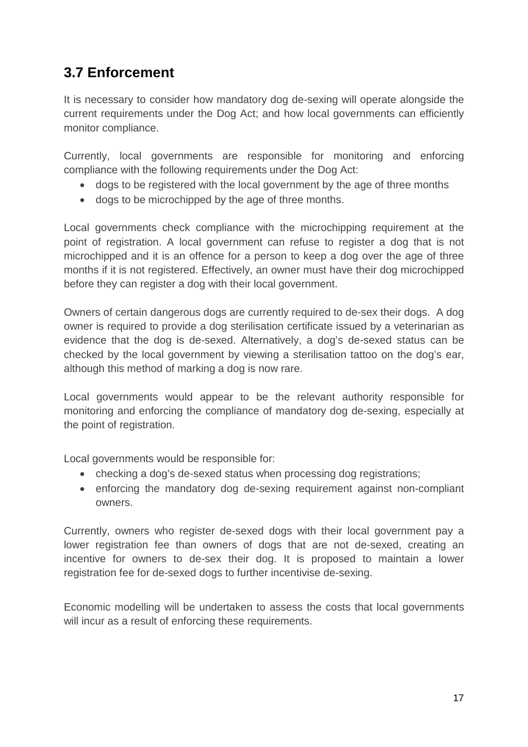## 3.7 Enforcement

It is necessary to consider how mandatory dog de-sexing will operate alongside the current requirements under the Dog Act; and how local governments can efficiently monitor compliance.

Currently, local governments are responsible for monitoring and enforcing compliance with the following requirements under the Dog Act:

- dogs to be registered with the local government by the age of three months
- dogs to be microchipped by the age of three months.

Local governments check compliance with the microchipping requirement at the point of registration. A local government can refuse to register a dog that is not microchipped and it is an offence for a person to keep a dog over the age of three months if it is not registered. Effectively, an owner must have their dog microchipped before they can register a dog with their local government.

Owners of certain dangerous dogs are currently required to de-sex their dogs. A dog owner is required to provide a dog sterilisation certificate issued by a veterinarian as evidence that the dog is de-sexed. Alternatively, a dog's de-sexed status can be checked by the local government by viewing a sterilisation tattoo on the dog's ear, although this method of marking a dog is now rare.

Local governments would appear to be the relevant authority responsible for monitoring and enforcing the compliance of mandatory dog de-sexing, especially at the point of registration.

Local governments would be responsible for:

- checking a dog's de-sexed status when processing dog registrations;
- enforcing the mandatory dog de-sexing requirement against non-compliant owners.

Currently, owners who register de-sexed dogs with their local government pay a lower registration fee than owners of dogs that are not de-sexed, creating an incentive for owners to de-sex their dog. It is proposed to maintain a lower registration fee for de-sexed dogs to further incentivise de-sexing.

Economic modelling will be undertaken to assess the costs that local governments will incur as a result of enforcing these requirements.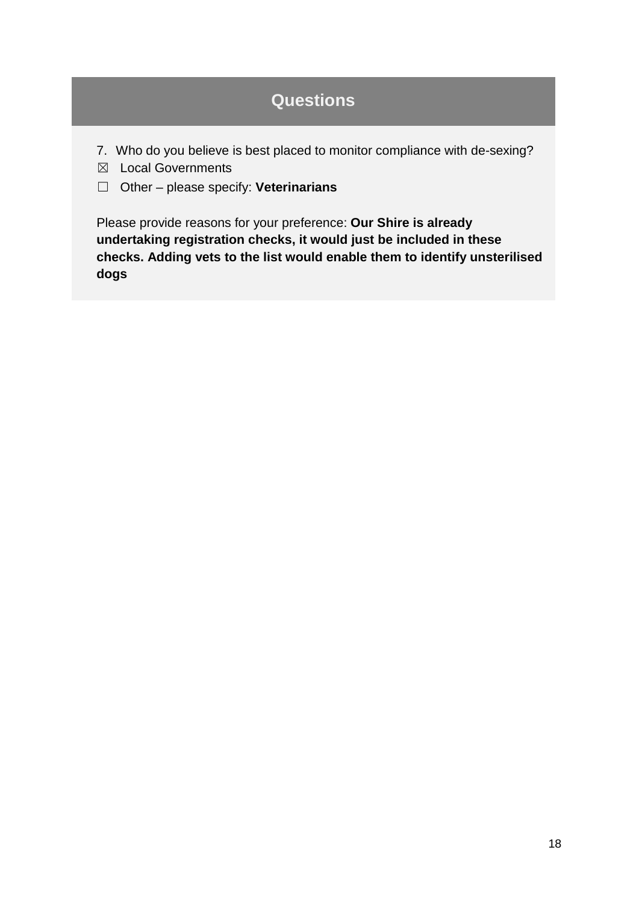## Questions

7. Who do you believe is best placed to monitor compliance with de-sexing?

☒ Local Governments

☐ Other – please specify: **Veterinarians**

Please provide reasons for your preference: **Our Shire is already undertaking registration checks, it would just be included in these checks. Adding vets to the list would enable them to identify unsterilised dogs**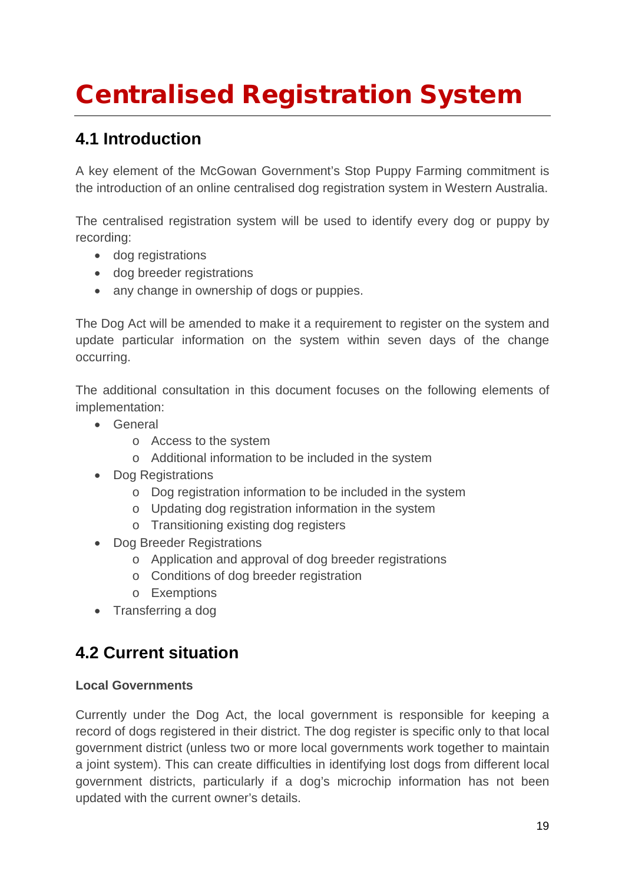# Centralised Registration System

## 4.1 Introduction

A key element of the McGowan Government's Stop Puppy Farming commitment is the introduction of an online centralised dog registration system in Western Australia.

The centralised registration system will be used to identify every dog or puppy by recording:

- dog registrations
- dog breeder registrations
- any change in ownership of dogs or puppies.

The Dog Act will be amended to make it a requirement to register on the system and update particular information on the system within seven days of the change occurring.

The additional consultation in this document focuses on the following elements of implementation:

- General
  - Access to the system
  - Additional information to be included in the system
- Dog Registrations
  - Dog registration information to be included in the system
  - Updating dog registration information in the system
  - Transitioning existing dog registers
- Dog Breeder Registrations
  - Application and approval of dog breeder registrations
  - Conditions of dog breeder registration
  - Exemptions
- Transferring a dog

## 4.2 Current situation

**Local Governments**

Currently under the Dog Act, the local government is responsible for keeping a record of dogs registered in their district. The dog register is specific only to that local government district (unless two or more local governments work together to maintain a joint system). This can create difficulties in identifying lost dogs from different local government districts, particularly if a dog's microchip information has not been updated with the current owner's details.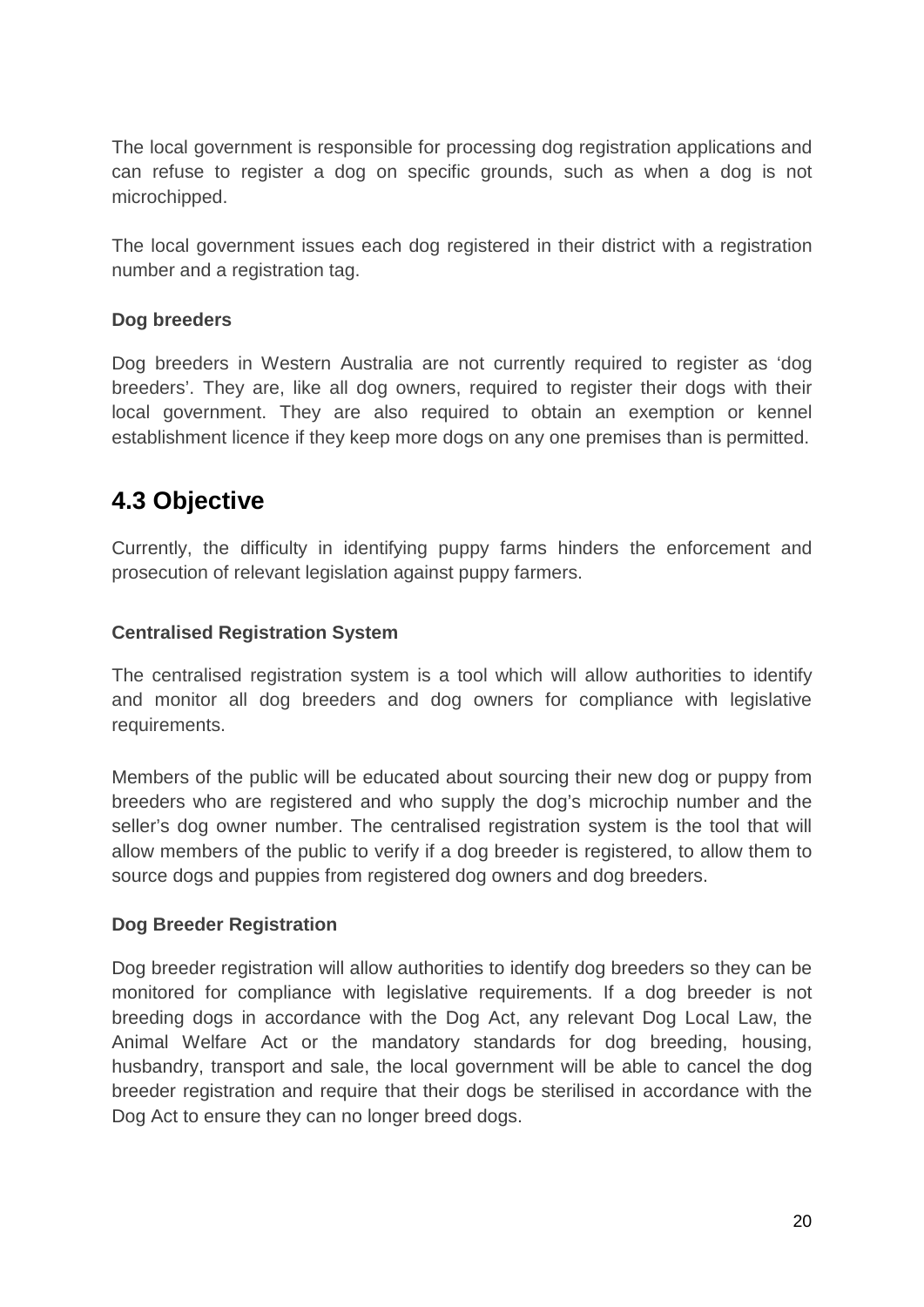The local government is responsible for processing dog registration applications and can refuse to register a dog on specific grounds, such as when a dog is not microchipped.

The local government issues each dog registered in their district with a registration number and a registration tag.

**Dog breeders**

Dog breeders in Western Australia are not currently required to register as 'dog breeders'. They are, like all dog owners, required to register their dogs with their local government. They are also required to obtain an exemption or kennel establishment licence if they keep more dogs on any one premises than is permitted.

## 4.3 Objective

Currently, the difficulty in identifying puppy farms hinders the enforcement and prosecution of relevant legislation against puppy farmers.

**Centralised Registration System**

The centralised registration system is a tool which will allow authorities to identify and monitor all dog breeders and dog owners for compliance with legislative requirements.

Members of the public will be educated about sourcing their new dog or puppy from breeders who are registered and who supply the dog's microchip number and the seller's dog owner number. The centralised registration system is the tool that will allow members of the public to verify if a dog breeder is registered, to allow them to source dogs and puppies from registered dog owners and dog breeders.

**Dog Breeder Registration**

Dog breeder registration will allow authorities to identify dog breeders so they can be monitored for compliance with legislative requirements. If a dog breeder is not breeding dogs in accordance with the Dog Act, any relevant Dog Local Law, the Animal Welfare Act or the mandatory standards for dog breeding, housing, husbandry, transport and sale, the local government will be able to cancel the dog breeder registration and require that their dogs be sterilised in accordance with the Dog Act to ensure they can no longer breed dogs.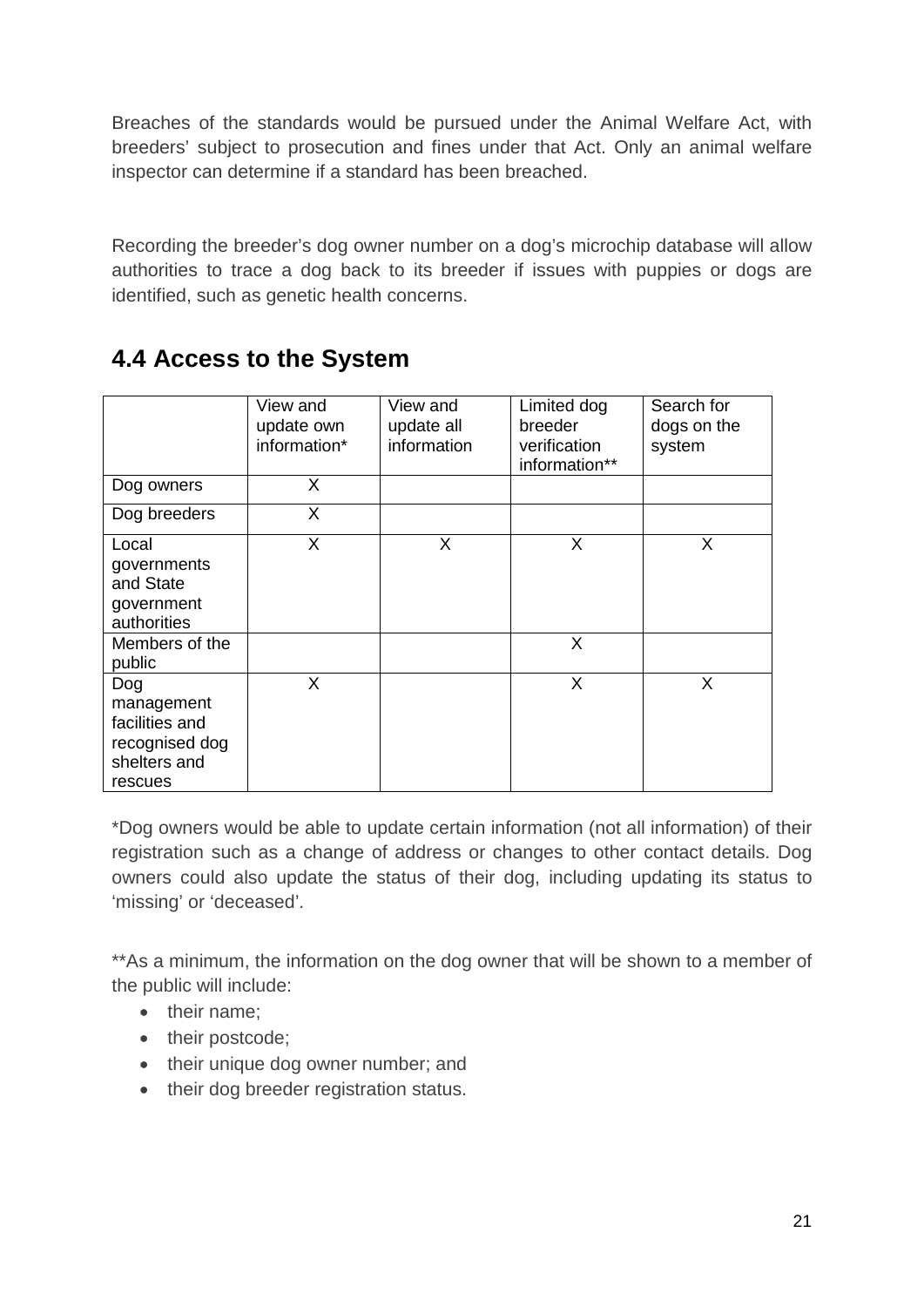Breaches of the standards would be pursued under the Animal Welfare Act, with breeders' subject to prosecution and fines under that Act. Only an animal welfare inspector can determine if a standard has been breached.

Recording the breeder's dog owner number on a dog's microchip database will allow authorities to trace a dog back to its breeder if issues with puppies or dogs are identified, such as genetic health concerns.

## 4.4 Access to the System

| | View and update own information* | View and update all information | Limited dog breeder verification information** | Search for dogs on the system |
|---|---|---|---|---|
| Dog owners | X | | | |
| Dog breeders | X | | | |
| Local governments and State government authorities | X | X | X | X |
| Members of the public | | | X | |
| Dog management facilities and recognised dog shelters and rescues | X | | X | X |

*Dog owners would be able to update certain information (not all information) of their registration such as a change of address or changes to other contact details. Dog owners could also update the status of their dog, including updating its status to 'missing' or 'deceased'.

**As a minimum, the information on the dog owner that will be shown to a member of the public will include:

- their name;
- their postcode;
- their unique dog owner number; and
- their dog breeder registration status.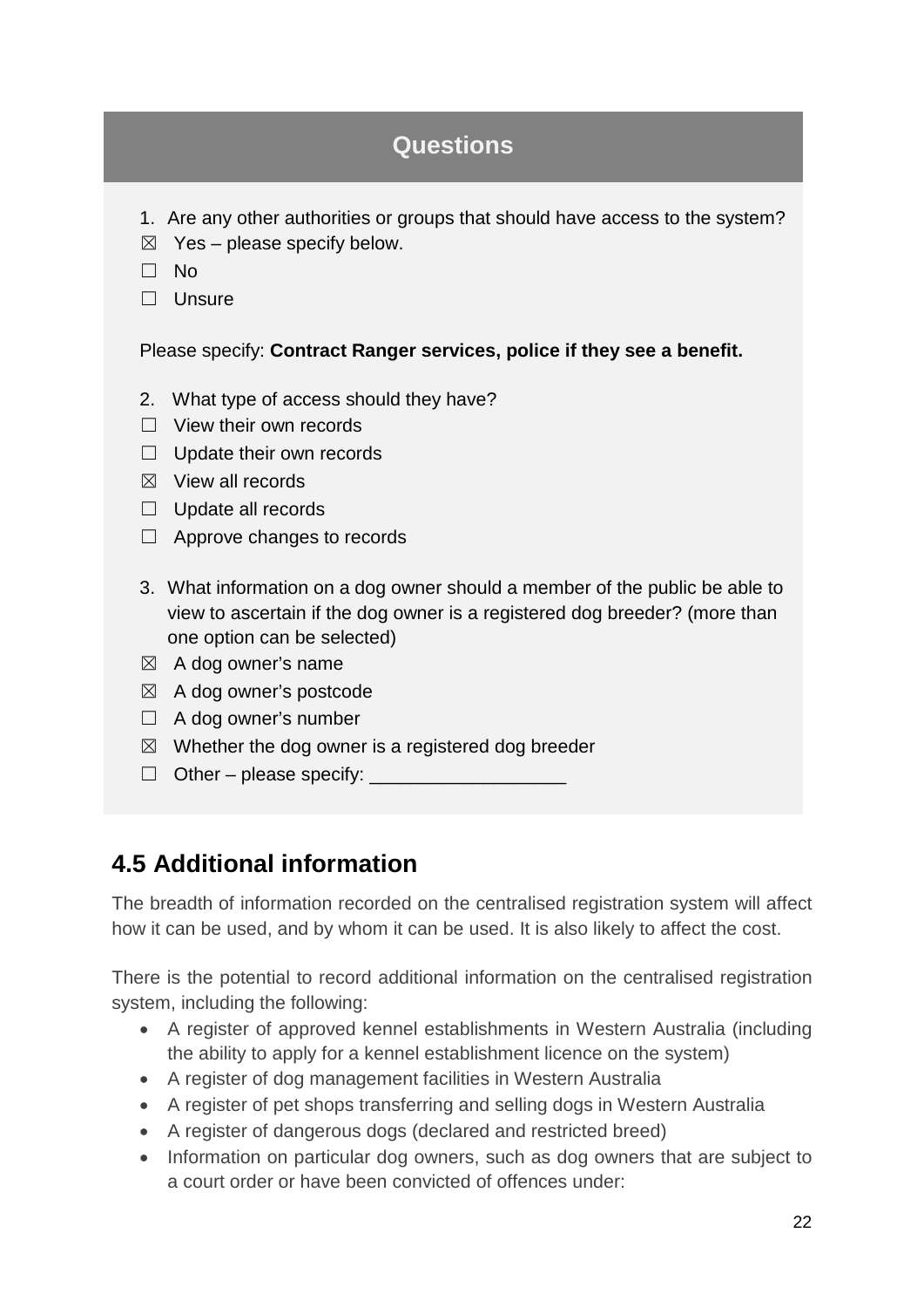## Questions

1. Are any other authorities or groups that should have access to the system?

☒ Yes – please specify below.
☐ No
☐ Unsure

Please specify: **Contract Ranger services, police if they see a benefit.**

2. What type of access should they have?

☐ View their own records
☐ Update their own records
☒ View all records
☐ Update all records
☐ Approve changes to records

3. What information on a dog owner should a member of the public be able to view to ascertain if the dog owner is a registered dog breeder? (more than one option can be selected)

☒ A dog owner's name
☒ A dog owner's postcode
☐ A dog owner's number
☒ Whether the dog owner is a registered dog breeder
☐ Other – please specify: ___________________

## 4.5 Additional information

The breadth of information recorded on the centralised registration system will affect how it can be used, and by whom it can be used. It is also likely to affect the cost.

There is the potential to record additional information on the centralised registration system, including the following:

- A register of approved kennel establishments in Western Australia (including the ability to apply for a kennel establishment licence on the system)
- A register of dog management facilities in Western Australia
- A register of pet shops transferring and selling dogs in Western Australia
- A register of dangerous dogs (declared and restricted breed)
- Information on particular dog owners, such as dog owners that are subject to a court order or have been convicted of offences under: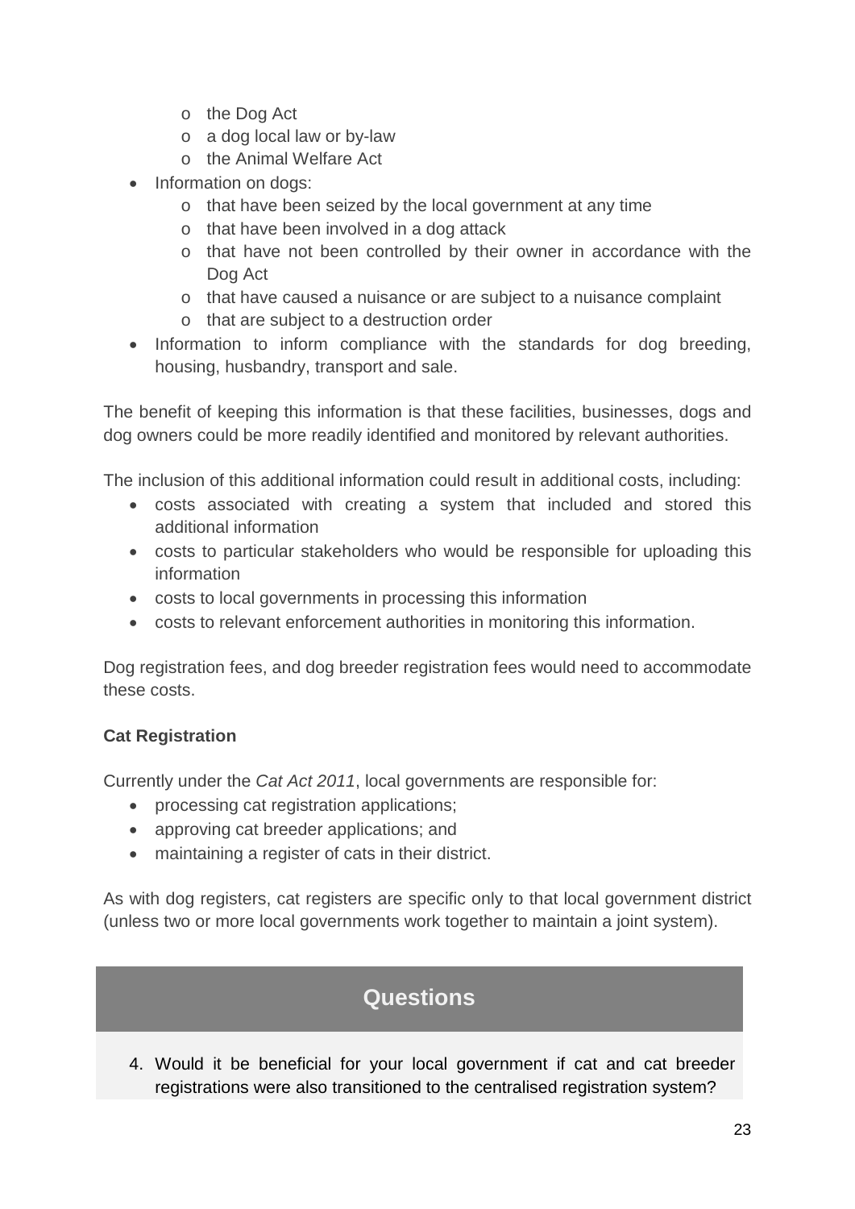- the Dog Act
    - a dog local law or by-law
    - the Animal Welfare Act
- Information on dogs:
    - that have been seized by the local government at any time
    - that have been involved in a dog attack
    - that have not been controlled by their owner in accordance with the Dog Act
    - that have caused a nuisance or are subject to a nuisance complaint
    - that are subject to a destruction order
- Information to inform compliance with the standards for dog breeding, housing, husbandry, transport and sale.

The benefit of keeping this information is that these facilities, businesses, dogs and dog owners could be more readily identified and monitored by relevant authorities.

The inclusion of this additional information could result in additional costs, including:

- costs associated with creating a system that included and stored this additional information
- costs to particular stakeholders who would be responsible for uploading this information
- costs to local governments in processing this information
- costs to relevant enforcement authorities in monitoring this information.

Dog registration fees, and dog breeder registration fees would need to accommodate these costs.

**Cat Registration**

Currently under the *Cat Act 2011*, local governments are responsible for:

- processing cat registration applications;
- approving cat breeder applications; and
- maintaining a register of cats in their district.

As with dog registers, cat registers are specific only to that local government district (unless two or more local governments work together to maintain a joint system).

## Questions

4. Would it be beneficial for your local government if cat and cat breeder registrations were also transitioned to the centralised registration system?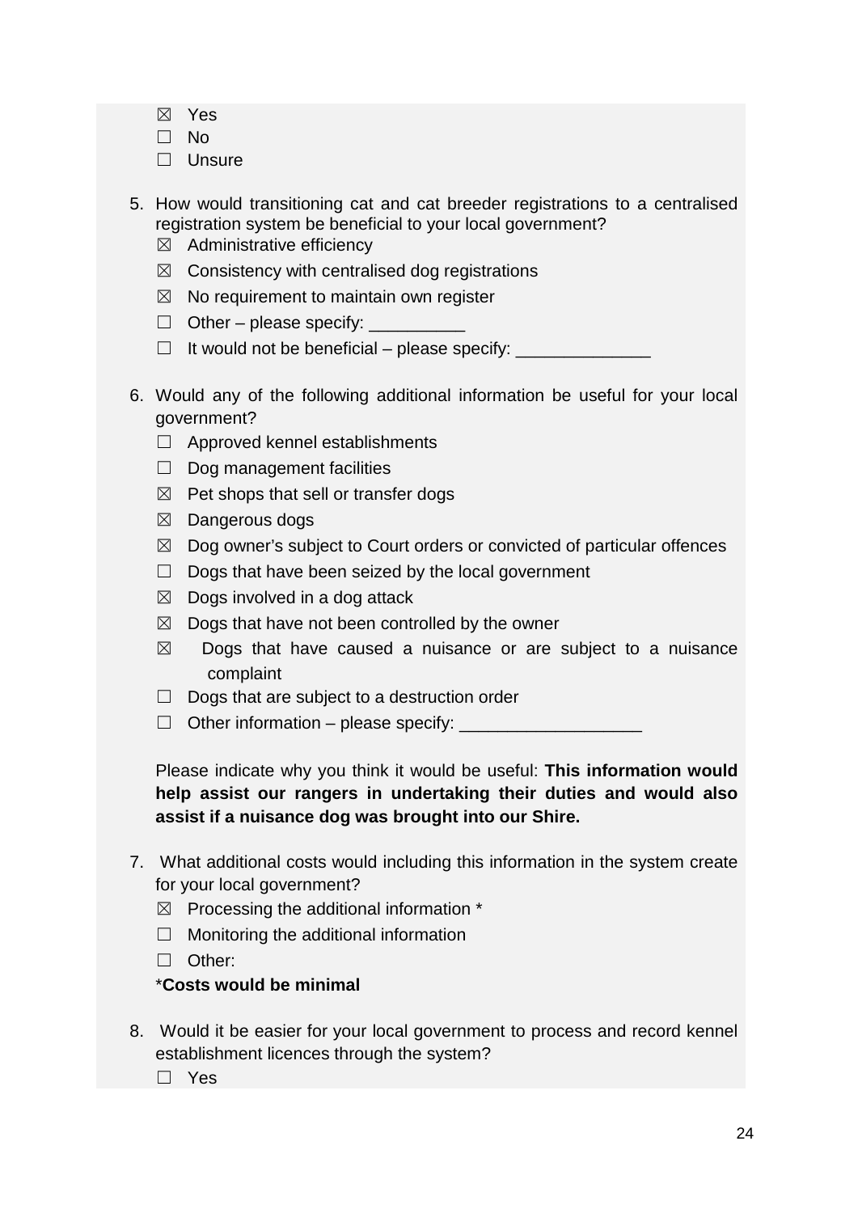- ☒ Yes
- ☐ No
- ☐ Unsure

5. How would transitioning cat and cat breeder registrations to a centralised registration system be beneficial to your local government?
   - ☒ Administrative efficiency
   - ☒ Consistency with centralised dog registrations
   - ☒ No requirement to maintain own register
   - ☐ Other – please specify: __________
   - ☐ It would not be beneficial – please specify: ______________

6. Would any of the following additional information be useful for your local government?
   - ☐ Approved kennel establishments
   - ☐ Dog management facilities
   - ☒ Pet shops that sell or transfer dogs
   - ☒ Dangerous dogs
   - ☒ Dog owner's subject to Court orders or convicted of particular offences
   - ☐ Dogs that have been seized by the local government
   - ☒ Dogs involved in a dog attack
   - ☒ Dogs that have not been controlled by the owner
   - ☒ Dogs that have caused a nuisance or are subject to a nuisance complaint
   - ☐ Dogs that are subject to a destruction order
   - ☐ Other information – please specify: ___________________

   Please indicate why you think it would be useful: **This information would help assist our rangers in undertaking their duties and would also assist if a nuisance dog was brought into our Shire.**

7. What additional costs would including this information in the system create for your local government?
   - ☒ Processing the additional information *
   - ☐ Monitoring the additional information
   - ☐ Other:

   ***Costs would be minimal**

8. Would it be easier for your local government to process and record kennel establishment licences through the system?
   - ☐ Yes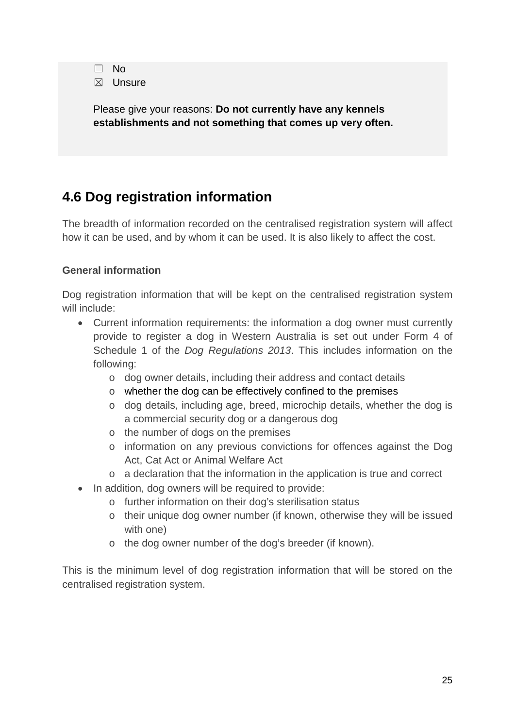☐ No
☒ Unsure

Please give your reasons: **Do not currently have any kennels establishments and not something that comes up very often.**

## 4.6 Dog registration information

The breadth of information recorded on the centralised registration system will affect how it can be used, and by whom it can be used. It is also likely to affect the cost.

**General information**

Dog registration information that will be kept on the centralised registration system will include:

- Current information requirements: the information a dog owner must currently provide to register a dog in Western Australia is set out under Form 4 of Schedule 1 of the *Dog Regulations 2013*. This includes information on the following:
  - dog owner details, including their address and contact details
  - whether the dog can be effectively confined to the premises
  - dog details, including age, breed, microchip details, whether the dog is a commercial security dog or a dangerous dog
  - the number of dogs on the premises
  - information on any previous convictions for offences against the Dog Act, Cat Act or Animal Welfare Act
  - a declaration that the information in the application is true and correct
- In addition, dog owners will be required to provide:
  - further information on their dog's sterilisation status
  - their unique dog owner number (if known, otherwise they will be issued with one)
  - the dog owner number of the dog's breeder (if known).

This is the minimum level of dog registration information that will be stored on the centralised registration system.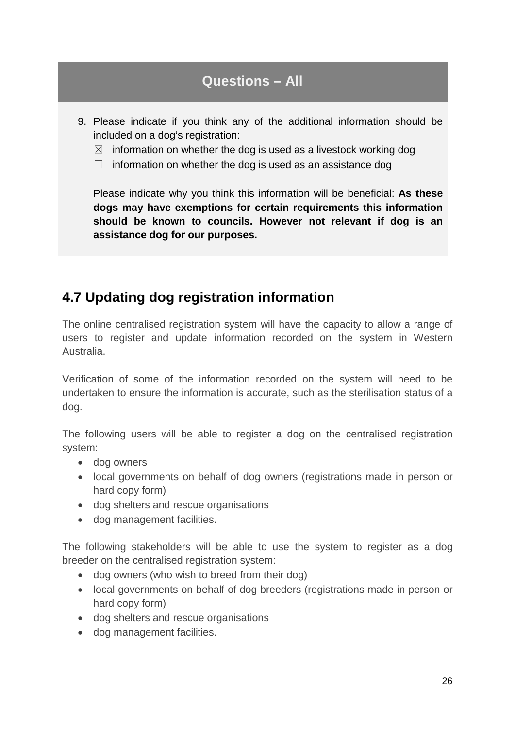## Questions – All

9. Please indicate if you think any of the additional information should be included on a dog's registration:
   - ☒ information on whether the dog is used as a livestock working dog
   - ☐ information on whether the dog is used as an assistance dog

   Please indicate why you think this information will be beneficial: **As these dogs may have exemptions for certain requirements this information should be known to councils. However not relevant if dog is an assistance dog for our purposes.**

## 4.7 Updating dog registration information

The online centralised registration system will have the capacity to allow a range of users to register and update information recorded on the system in Western Australia.

Verification of some of the information recorded on the system will need to be undertaken to ensure the information is accurate, such as the sterilisation status of a dog.

The following users will be able to register a dog on the centralised registration system:

- dog owners
- local governments on behalf of dog owners (registrations made in person or hard copy form)
- dog shelters and rescue organisations
- dog management facilities.

The following stakeholders will be able to use the system to register as a dog breeder on the centralised registration system:

- dog owners (who wish to breed from their dog)
- local governments on behalf of dog breeders (registrations made in person or hard copy form)
- dog shelters and rescue organisations
- dog management facilities.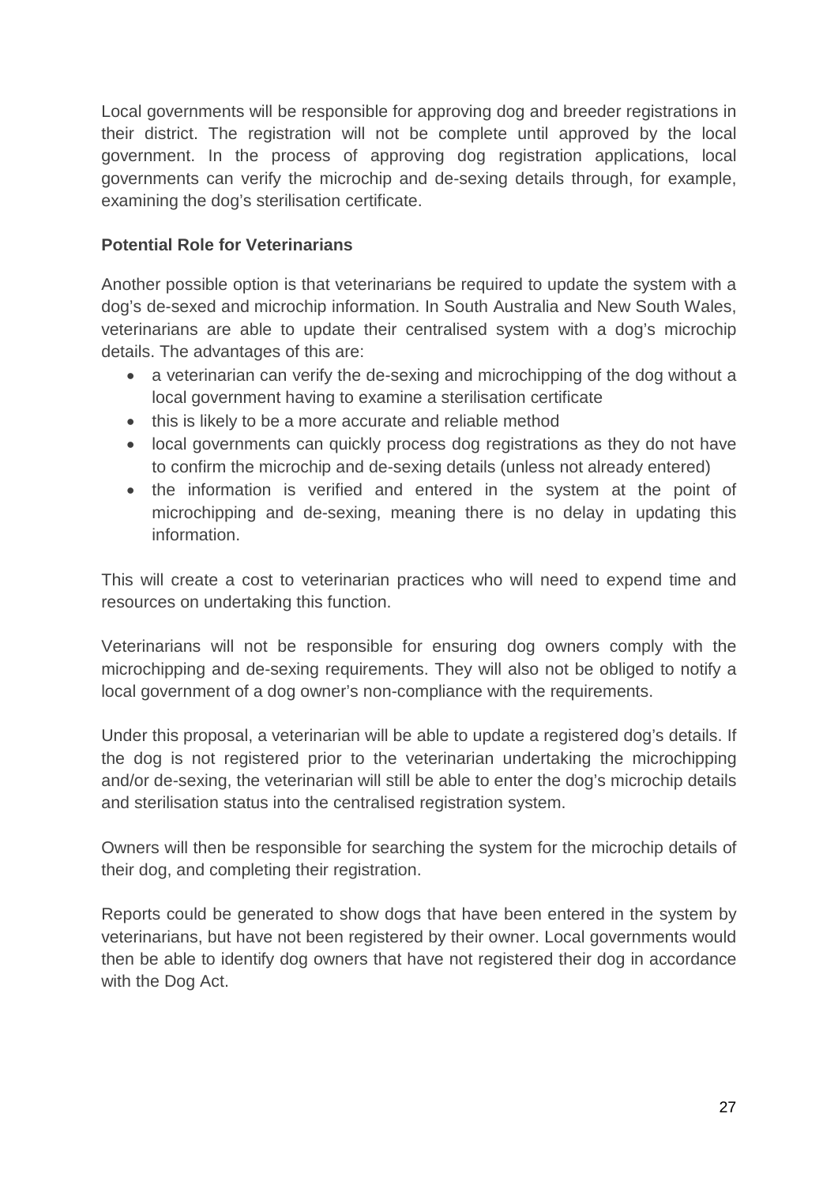Local governments will be responsible for approving dog and breeder registrations in their district. The registration will not be complete until approved by the local government. In the process of approving dog registration applications, local governments can verify the microchip and de-sexing details through, for example, examining the dog's sterilisation certificate.

**Potential Role for Veterinarians**

Another possible option is that veterinarians be required to update the system with a dog's de-sexed and microchip information. In South Australia and New South Wales, veterinarians are able to update their centralised system with a dog's microchip details. The advantages of this are:

- a veterinarian can verify the de-sexing and microchipping of the dog without a local government having to examine a sterilisation certificate
- this is likely to be a more accurate and reliable method
- local governments can quickly process dog registrations as they do not have to confirm the microchip and de-sexing details (unless not already entered)
- the information is verified and entered in the system at the point of microchipping and de-sexing, meaning there is no delay in updating this information.

This will create a cost to veterinarian practices who will need to expend time and resources on undertaking this function.

Veterinarians will not be responsible for ensuring dog owners comply with the microchipping and de-sexing requirements. They will also not be obliged to notify a local government of a dog owner's non-compliance with the requirements.

Under this proposal, a veterinarian will be able to update a registered dog's details. If the dog is not registered prior to the veterinarian undertaking the microchipping and/or de-sexing, the veterinarian will still be able to enter the dog's microchip details and sterilisation status into the centralised registration system.

Owners will then be responsible for searching the system for the microchip details of their dog, and completing their registration.

Reports could be generated to show dogs that have been entered in the system by veterinarians, but have not been registered by their owner. Local governments would then be able to identify dog owners that have not registered their dog in accordance with the Dog Act.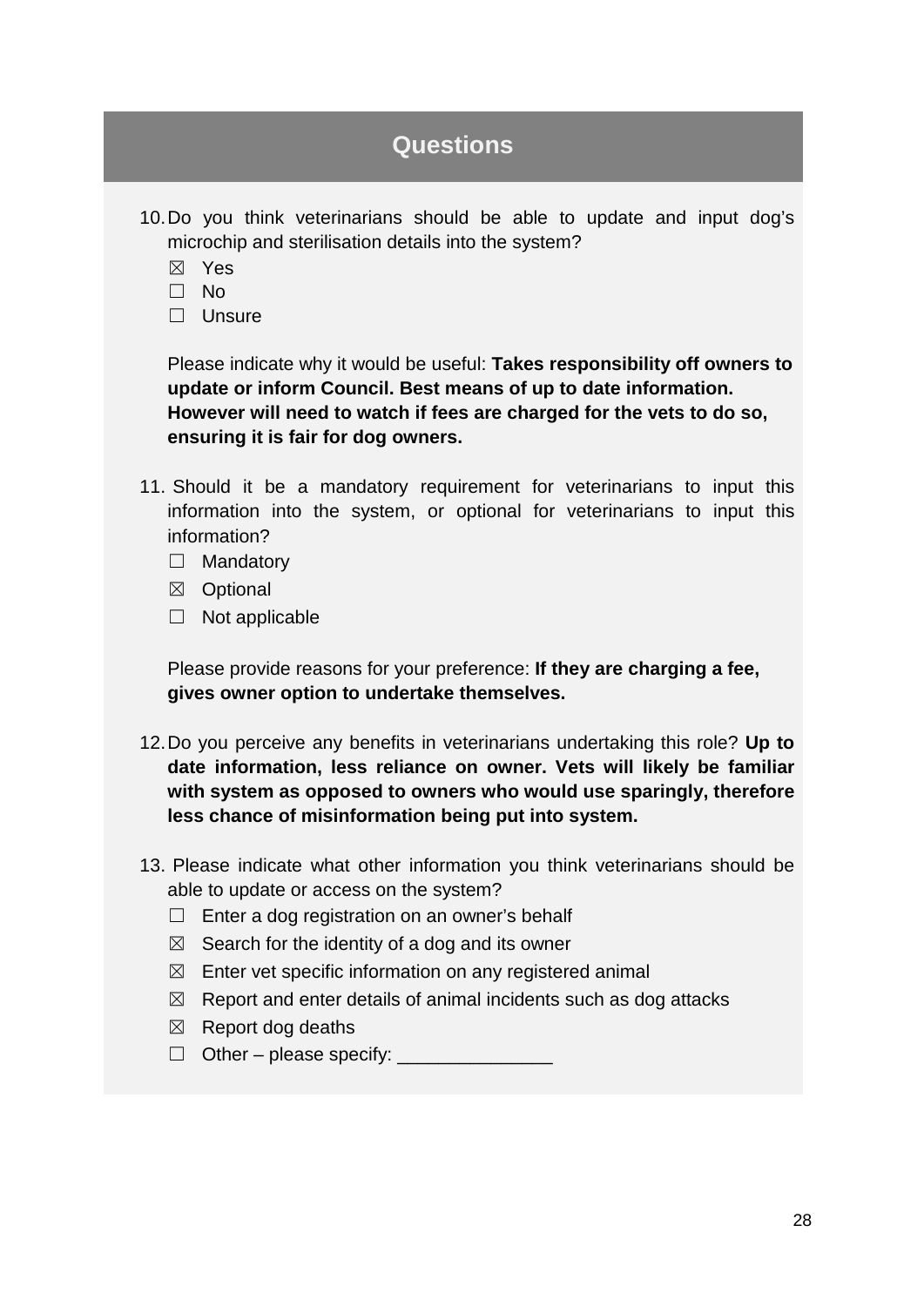## Questions

10. Do you think veterinarians should be able to update and input dog's microchip and sterilisation details into the system?
    - ☒ Yes
    - ☐ No
    - ☐ Unsure

    Please indicate why it would be useful: **Takes responsibility off owners to update or inform Council. Best means of up to date information. However will need to watch if fees are charged for the vets to do so, ensuring it is fair for dog owners.**

11. Should it be a mandatory requirement for veterinarians to input this information into the system, or optional for veterinarians to input this information?
    - ☐ Mandatory
    - ☒ Optional
    - ☐ Not applicable

    Please provide reasons for your preference: **If they are charging a fee, gives owner option to undertake themselves.**

12. Do you perceive any benefits in veterinarians undertaking this role? **Up to date information, less reliance on owner. Vets will likely be familiar with system as opposed to owners who would use sparingly, therefore less chance of misinformation being put into system.**

13. Please indicate what other information you think veterinarians should be able to update or access on the system?
    - ☐ Enter a dog registration on an owner's behalf
    - ☒ Search for the identity of a dog and its owner
    - ☒ Enter vet specific information on any registered animal
    - ☒ Report and enter details of animal incidents such as dog attacks
    - ☒ Report dog deaths
    - ☐ Other – please specify: _______________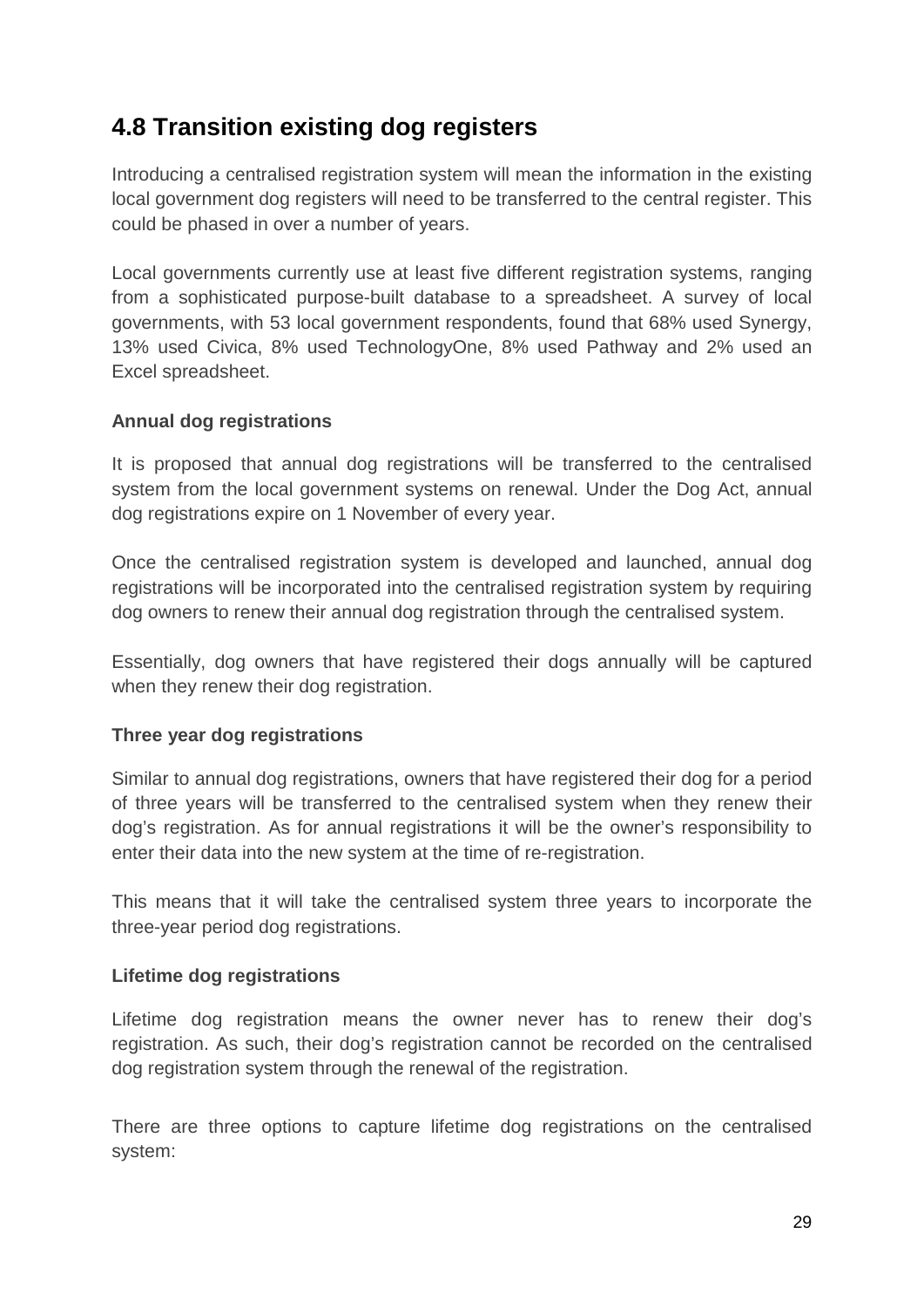## 4.8 Transition existing dog registers

Introducing a centralised registration system will mean the information in the existing local government dog registers will need to be transferred to the central register. This could be phased in over a number of years.

Local governments currently use at least five different registration systems, ranging from a sophisticated purpose-built database to a spreadsheet. A survey of local governments, with 53 local government respondents, found that 68% used Synergy, 13% used Civica, 8% used TechnologyOne, 8% used Pathway and 2% used an Excel spreadsheet.

**Annual dog registrations**

It is proposed that annual dog registrations will be transferred to the centralised system from the local government systems on renewal. Under the Dog Act, annual dog registrations expire on 1 November of every year.

Once the centralised registration system is developed and launched, annual dog registrations will be incorporated into the centralised registration system by requiring dog owners to renew their annual dog registration through the centralised system.

Essentially, dog owners that have registered their dogs annually will be captured when they renew their dog registration.

**Three year dog registrations**

Similar to annual dog registrations, owners that have registered their dog for a period of three years will be transferred to the centralised system when they renew their dog's registration. As for annual registrations it will be the owner's responsibility to enter their data into the new system at the time of re-registration.

This means that it will take the centralised system three years to incorporate the three-year period dog registrations.

**Lifetime dog registrations**

Lifetime dog registration means the owner never has to renew their dog's registration. As such, their dog's registration cannot be recorded on the centralised dog registration system through the renewal of the registration.

There are three options to capture lifetime dog registrations on the centralised system: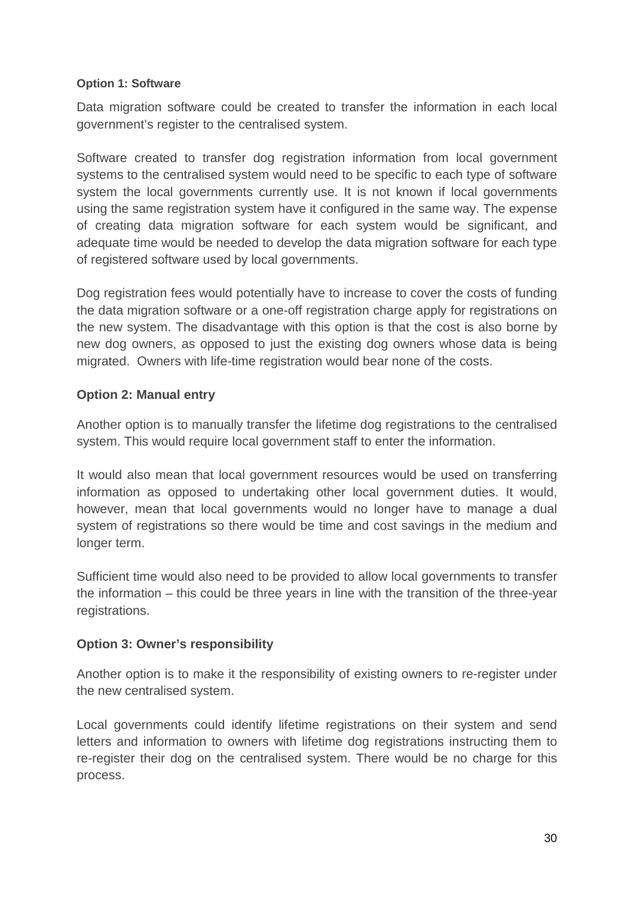**Option 1: Software**

Data migration software could be created to transfer the information in each local government's register to the centralised system.

Software created to transfer dog registration information from local government systems to the centralised system would need to be specific to each type of software system the local governments currently use. It is not known if local governments using the same registration system have it configured in the same way. The expense of creating data migration software for each system would be significant, and adequate time would be needed to develop the data migration software for each type of registered software used by local governments.

Dog registration fees would potentially have to increase to cover the costs of funding the data migration software or a one-off registration charge apply for registrations on the new system. The disadvantage with this option is that the cost is also borne by new dog owners, as opposed to just the existing dog owners whose data is being migrated. Owners with life-time registration would bear none of the costs.

**Option 2: Manual entry**

Another option is to manually transfer the lifetime dog registrations to the centralised system. This would require local government staff to enter the information.

It would also mean that local government resources would be used on transferring information as opposed to undertaking other local government duties. It would, however, mean that local governments would no longer have to manage a dual system of registrations so there would be time and cost savings in the medium and longer term.

Sufficient time would also need to be provided to allow local governments to transfer the information – this could be three years in line with the transition of the three-year registrations.

**Option 3: Owner's responsibility**

Another option is to make it the responsibility of existing owners to re-register under the new centralised system.

Local governments could identify lifetime registrations on their system and send letters and information to owners with lifetime dog registrations instructing them to re-register their dog on the centralised system. There would be no charge for this process.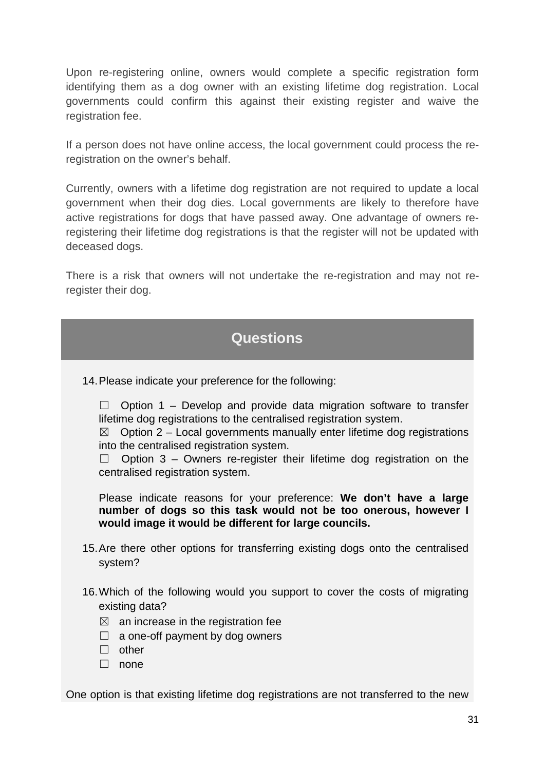Upon re-registering online, owners would complete a specific registration form identifying them as a dog owner with an existing lifetime dog registration. Local governments could confirm this against their existing register and waive the registration fee.

If a person does not have online access, the local government could process the re-registration on the owner's behalf.

Currently, owners with a lifetime dog registration are not required to update a local government when their dog dies. Local governments are likely to therefore have active registrations for dogs that have passed away. One advantage of owners re-registering their lifetime dog registrations is that the register will not be updated with deceased dogs.

There is a risk that owners will not undertake the re-registration and may not re-register their dog.

## Questions

14. Please indicate your preference for the following:

    ☐ Option 1 – Develop and provide data migration software to transfer lifetime dog registrations to the centralised registration system.
    ☒ Option 2 – Local governments manually enter lifetime dog registrations into the centralised registration system.
    ☐ Option 3 – Owners re-register their lifetime dog registration on the centralised registration system.

    Please indicate reasons for your preference: **We don't have a large number of dogs so this task would not be too onerous, however I would image it would be different for large councils.**

15. Are there other options for transferring existing dogs onto the centralised system?

16. Which of the following would you support to cover the costs of migrating existing data?
    ☒ an increase in the registration fee
    ☐ a one-off payment by dog owners
    ☐ other
    ☐ none

One option is that existing lifetime dog registrations are not transferred to the new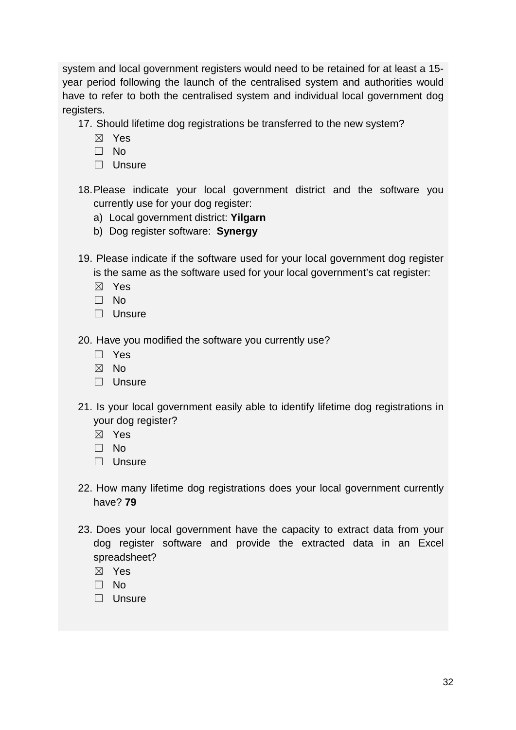system and local government registers would need to be retained for at least a 15-year period following the launch of the centralised system and authorities would have to refer to both the centralised system and individual local government dog registers.

17. Should lifetime dog registrations be transferred to the new system?
    - ☒ Yes
    - ☐ No
    - ☐ Unsure

18. Please indicate your local government district and the software you currently use for your dog register:
    a) Local government district: **Yilgarn**
    b) Dog register software: **Synergy**

19. Please indicate if the software used for your local government dog register is the same as the software used for your local government's cat register:
    - ☒ Yes
    - ☐ No
    - ☐ Unsure

20. Have you modified the software you currently use?
    - ☐ Yes
    - ☒ No
    - ☐ Unsure

21. Is your local government easily able to identify lifetime dog registrations in your dog register?
    - ☒ Yes
    - ☐ No
    - ☐ Unsure

22. How many lifetime dog registrations does your local government currently have? **79**

23. Does your local government have the capacity to extract data from your dog register software and provide the extracted data in an Excel spreadsheet?
    - ☒ Yes
    - ☐ No
    - ☐ Unsure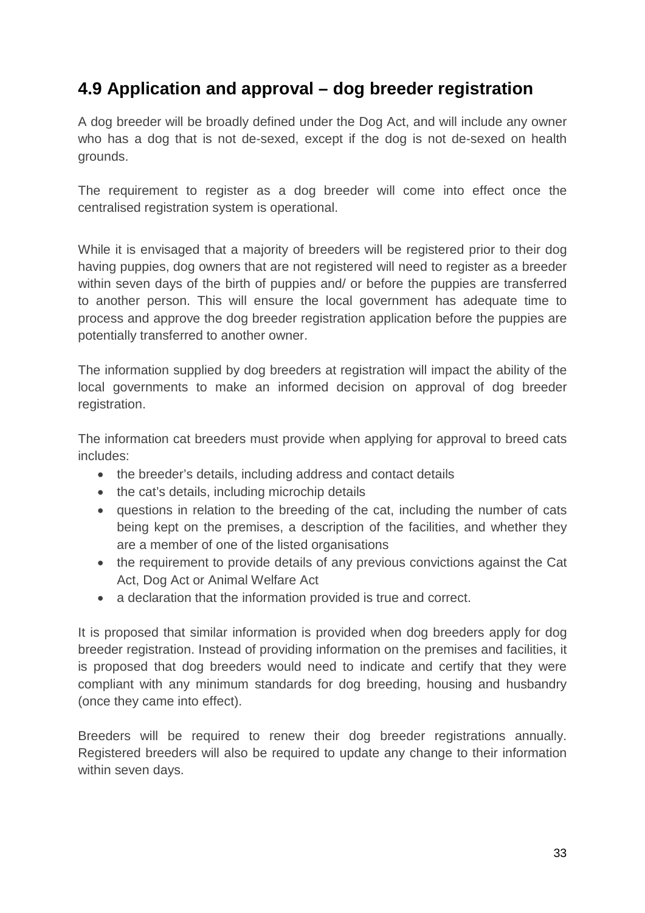## 4.9 Application and approval – dog breeder registration

A dog breeder will be broadly defined under the Dog Act, and will include any owner who has a dog that is not de-sexed, except if the dog is not de-sexed on health grounds.

The requirement to register as a dog breeder will come into effect once the centralised registration system is operational.

While it is envisaged that a majority of breeders will be registered prior to their dog having puppies, dog owners that are not registered will need to register as a breeder within seven days of the birth of puppies and/ or before the puppies are transferred to another person. This will ensure the local government has adequate time to process and approve the dog breeder registration application before the puppies are potentially transferred to another owner.

The information supplied by dog breeders at registration will impact the ability of the local governments to make an informed decision on approval of dog breeder registration.

The information cat breeders must provide when applying for approval to breed cats includes:

- the breeder's details, including address and contact details
- the cat's details, including microchip details
- questions in relation to the breeding of the cat, including the number of cats being kept on the premises, a description of the facilities, and whether they are a member of one of the listed organisations
- the requirement to provide details of any previous convictions against the Cat Act, Dog Act or Animal Welfare Act
- a declaration that the information provided is true and correct.

It is proposed that similar information is provided when dog breeders apply for dog breeder registration. Instead of providing information on the premises and facilities, it is proposed that dog breeders would need to indicate and certify that they were compliant with any minimum standards for dog breeding, housing and husbandry (once they came into effect).

Breeders will be required to renew their dog breeder registrations annually. Registered breeders will also be required to update any change to their information within seven days.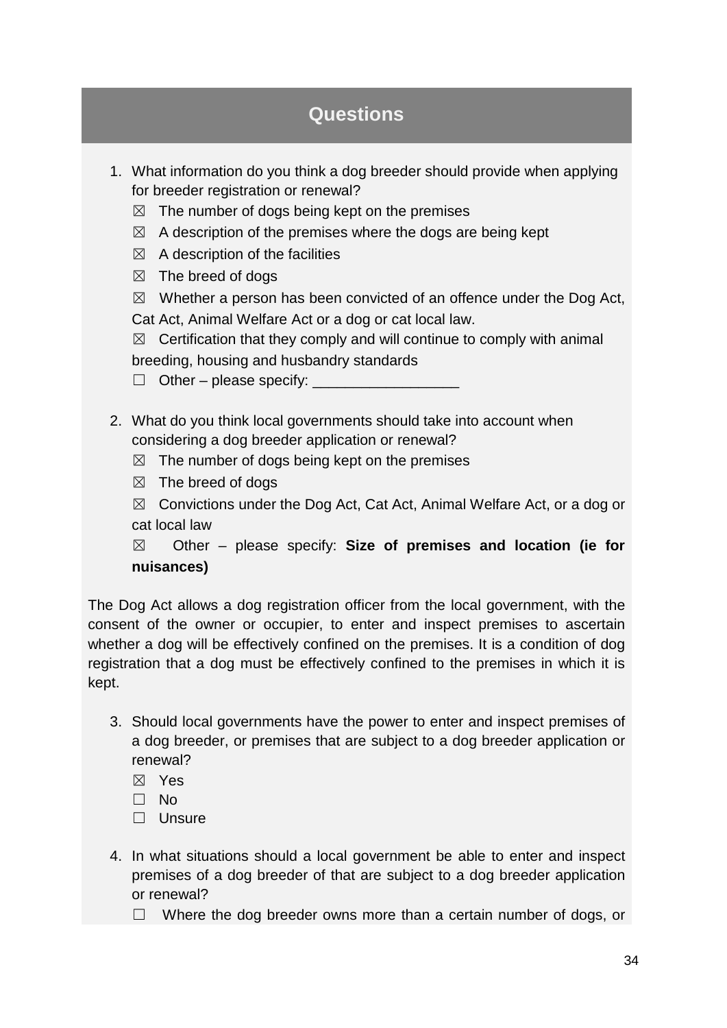## Questions

1. What information do you think a dog breeder should provide when applying for breeder registration or renewal?
   - ☒ The number of dogs being kept on the premises
   - ☒ A description of the premises where the dogs are being kept
   - ☒ A description of the facilities
   - ☒ The breed of dogs
   - ☒ Whether a person has been convicted of an offence under the Dog Act, Cat Act, Animal Welfare Act or a dog or cat local law.
   - ☒ Certification that they comply and will continue to comply with animal breeding, housing and husbandry standards
   - ☐ Other – please specify: __________________

2. What do you think local governments should take into account when considering a dog breeder application or renewal?
   - ☒ The number of dogs being kept on the premises
   - ☒ The breed of dogs
   - ☒ Convictions under the Dog Act, Cat Act, Animal Welfare Act, or a dog or cat local law
   - ☒ Other – please specify: **Size of premises and location (ie for nuisances)**

The Dog Act allows a dog registration officer from the local government, with the consent of the owner or occupier, to enter and inspect premises to ascertain whether a dog will be effectively confined on the premises. It is a condition of dog registration that a dog must be effectively confined to the premises in which it is kept.

3. Should local governments have the power to enter and inspect premises of a dog breeder, or premises that are subject to a dog breeder application or renewal?
   - ☒ Yes
   - ☐ No
   - ☐ Unsure

4. In what situations should a local government be able to enter and inspect premises of a dog breeder of that are subject to a dog breeder application or renewal?
   - ☐ Where the dog breeder owns more than a certain number of dogs, or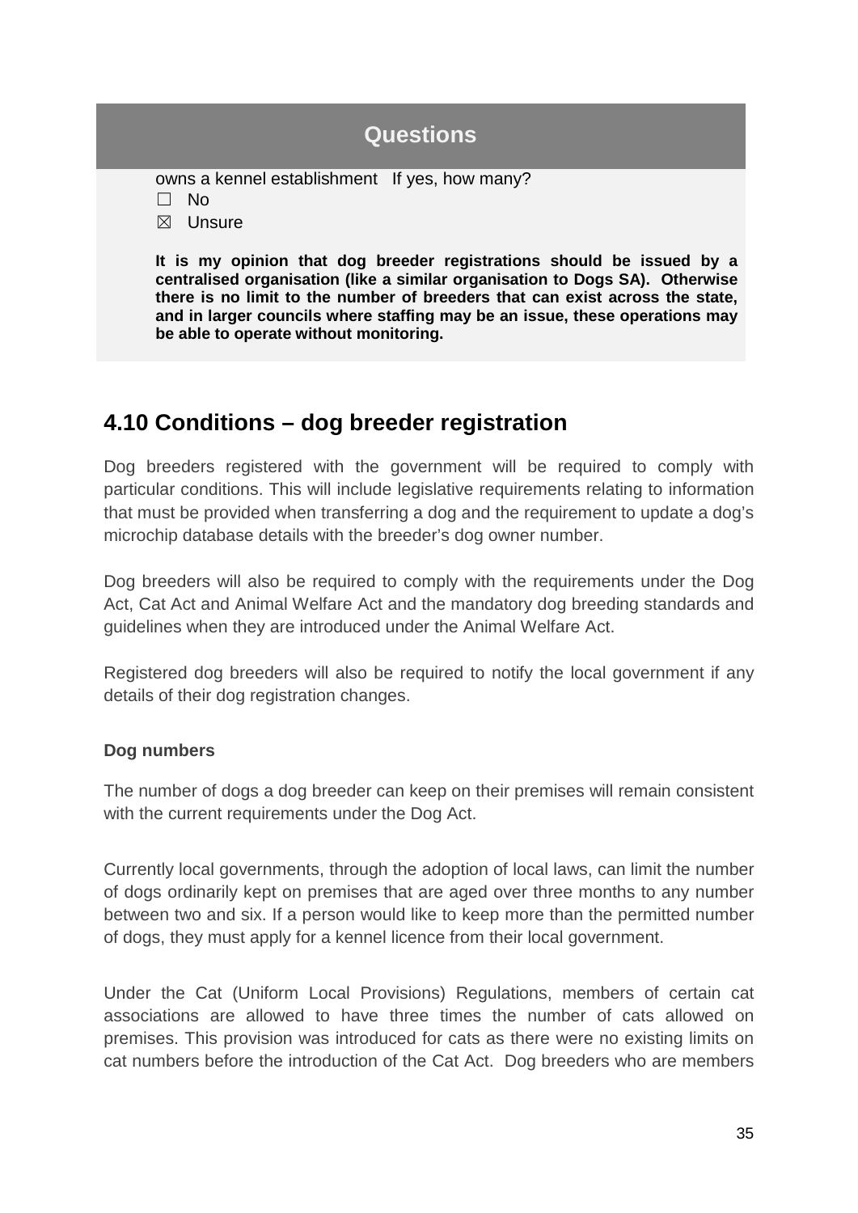## Questions

owns a kennel establishment If yes, how many?

☐ No

☒ Unsure

**It is my opinion that dog breeder registrations should be issued by a centralised organisation (like a similar organisation to Dogs SA). Otherwise there is no limit to the number of breeders that can exist across the state, and in larger councils where staffing may be an issue, these operations may be able to operate without monitoring.**

## 4.10 Conditions – dog breeder registration

Dog breeders registered with the government will be required to comply with particular conditions. This will include legislative requirements relating to information that must be provided when transferring a dog and the requirement to update a dog's microchip database details with the breeder's dog owner number.

Dog breeders will also be required to comply with the requirements under the Dog Act, Cat Act and Animal Welfare Act and the mandatory dog breeding standards and guidelines when they are introduced under the Animal Welfare Act.

Registered dog breeders will also be required to notify the local government if any details of their dog registration changes.

**Dog numbers**

The number of dogs a dog breeder can keep on their premises will remain consistent with the current requirements under the Dog Act.

Currently local governments, through the adoption of local laws, can limit the number of dogs ordinarily kept on premises that are aged over three months to any number between two and six. If a person would like to keep more than the permitted number of dogs, they must apply for a kennel licence from their local government.

Under the Cat (Uniform Local Provisions) Regulations, members of certain cat associations are allowed to have three times the number of cats allowed on premises. This provision was introduced for cats as there were no existing limits on cat numbers before the introduction of the Cat Act. Dog breeders who are members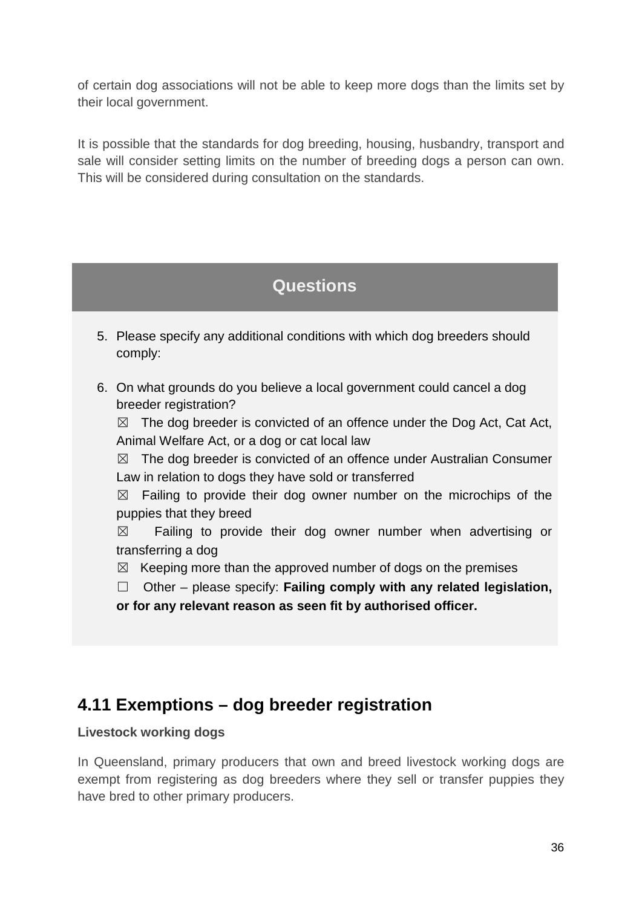of certain dog associations will not be able to keep more dogs than the limits set by their local government.

It is possible that the standards for dog breeding, housing, husbandry, transport and sale will consider setting limits on the number of breeding dogs a person can own. This will be considered during consultation on the standards.

### Questions

5. Please specify any additional conditions with which dog breeders should comply:

6. On what grounds do you believe a local government could cancel a dog breeder registration?

   ☒ The dog breeder is convicted of an offence under the Dog Act, Cat Act, Animal Welfare Act, or a dog or cat local law

   ☒ The dog breeder is convicted of an offence under Australian Consumer Law in relation to dogs they have sold or transferred

   ☒ Failing to provide their dog owner number on the microchips of the puppies that they breed

   ☒ Failing to provide their dog owner number when advertising or transferring a dog

   ☒ Keeping more than the approved number of dogs on the premises

   ☐ Other – please specify: **Failing comply with any related legislation, or for any relevant reason as seen fit by authorised officer.**

## 4.11 Exemptions – dog breeder registration

**Livestock working dogs**

In Queensland, primary producers that own and breed livestock working dogs are exempt from registering as dog breeders where they sell or transfer puppies they have bred to other primary producers.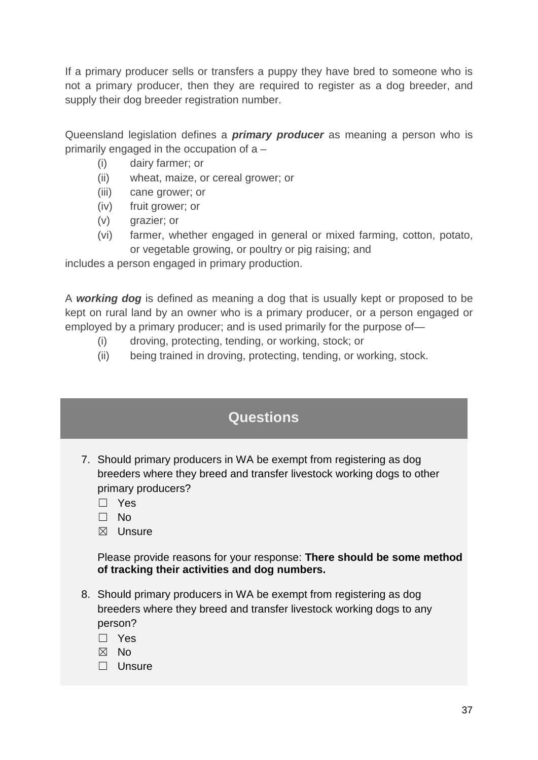If a primary producer sells or transfers a puppy they have bred to someone who is not a primary producer, then they are required to register as a dog breeder, and supply their dog breeder registration number.

Queensland legislation defines a ***primary producer*** as meaning a person who is primarily engaged in the occupation of a –

- (i) dairy farmer; or
- (ii) wheat, maize, or cereal grower; or
- (iii) cane grower; or
- (iv) fruit grower; or
- (v) grazier; or
- (vi) farmer, whether engaged in general or mixed farming, cotton, potato, or vegetable growing, or poultry or pig raising; and

includes a person engaged in primary production.

A ***working dog*** is defined as meaning a dog that is usually kept or proposed to be kept on rural land by an owner who is a primary producer, or a person engaged or employed by a primary producer; and is used primarily for the purpose of—

- (i) droving, protecting, tending, or working, stock; or
- (ii) being trained in droving, protecting, tending, or working, stock.

## Questions

7. Should primary producers in WA be exempt from registering as dog breeders where they breed and transfer livestock working dogs to other primary producers?

   ☐ Yes
   ☐ No
   ☒ Unsure

   Please provide reasons for your response: **There should be some method of tracking their activities and dog numbers.**

8. Should primary producers in WA be exempt from registering as dog breeders where they breed and transfer livestock working dogs to any person?

   ☐ Yes
   ☒ No
   ☐ Unsure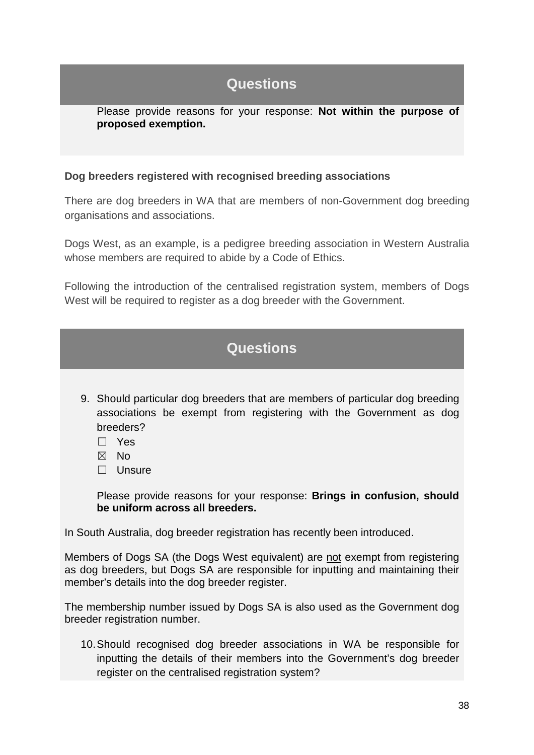## Questions

Please provide reasons for your response: **Not within the purpose of proposed exemption.**

**Dog breeders registered with recognised breeding associations**

There are dog breeders in WA that are members of non-Government dog breeding organisations and associations.

Dogs West, as an example, is a pedigree breeding association in Western Australia whose members are required to abide by a Code of Ethics.

Following the introduction of the centralised registration system, members of Dogs West will be required to register as a dog breeder with the Government.

## Questions

9. Should particular dog breeders that are members of particular dog breeding associations be exempt from registering with the Government as dog breeders?
   - ☐ Yes
   - ☒ No
   - ☐ Unsure

   Please provide reasons for your response: **Brings in confusion, should be uniform across all breeders.**

In South Australia, dog breeder registration has recently been introduced.

Members of Dogs SA (the Dogs West equivalent) are <u>not</u> exempt from registering as dog breeders, but Dogs SA are responsible for inputting and maintaining their member's details into the dog breeder register.

The membership number issued by Dogs SA is also used as the Government dog breeder registration number.

10. Should recognised dog breeder associations in WA be responsible for inputting the details of their members into the Government's dog breeder register on the centralised registration system?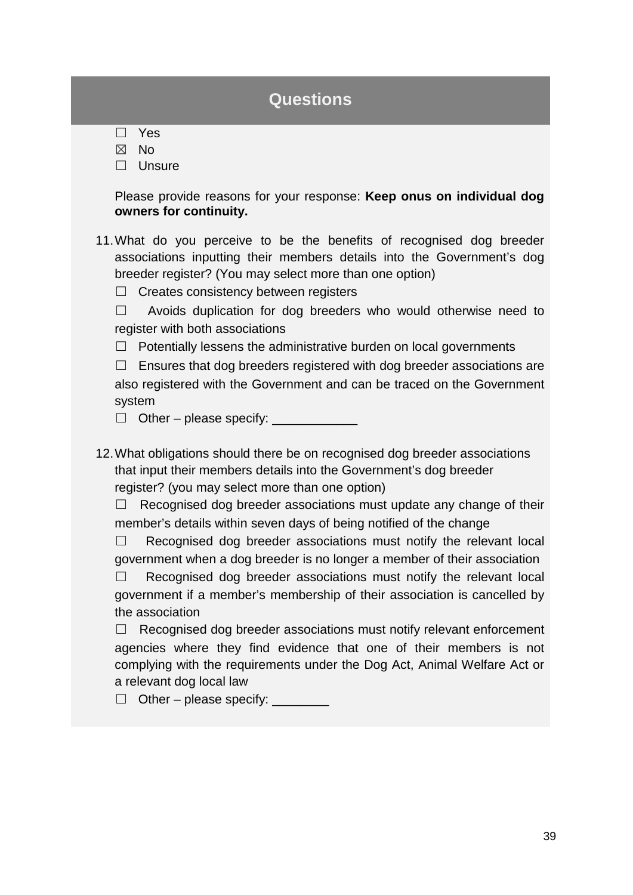## Questions

- ☐ Yes
- ☒ No
- ☐ Unsure

Please provide reasons for your response: **Keep onus on individual dog owners for continuity.**

11. What do you perceive to be the benefits of recognised dog breeder associations inputting their members details into the Government's dog breeder register? (You may select more than one option)

    ☐ Creates consistency between registers

    ☐ Avoids duplication for dog breeders who would otherwise need to register with both associations

    ☐ Potentially lessens the administrative burden on local governments

    ☐ Ensures that dog breeders registered with dog breeder associations are also registered with the Government and can be traced on the Government system

    ☐ Other – please specify: ____________

12. What obligations should there be on recognised dog breeder associations that input their members details into the Government's dog breeder register? (you may select more than one option)

    ☐ Recognised dog breeder associations must update any change of their member's details within seven days of being notified of the change

    ☐ Recognised dog breeder associations must notify the relevant local government when a dog breeder is no longer a member of their association

    ☐ Recognised dog breeder associations must notify the relevant local government if a member's membership of their association is cancelled by the association

    ☐ Recognised dog breeder associations must notify relevant enforcement agencies where they find evidence that one of their members is not complying with the requirements under the Dog Act, Animal Welfare Act or a relevant dog local law

    ☐ Other – please specify: ________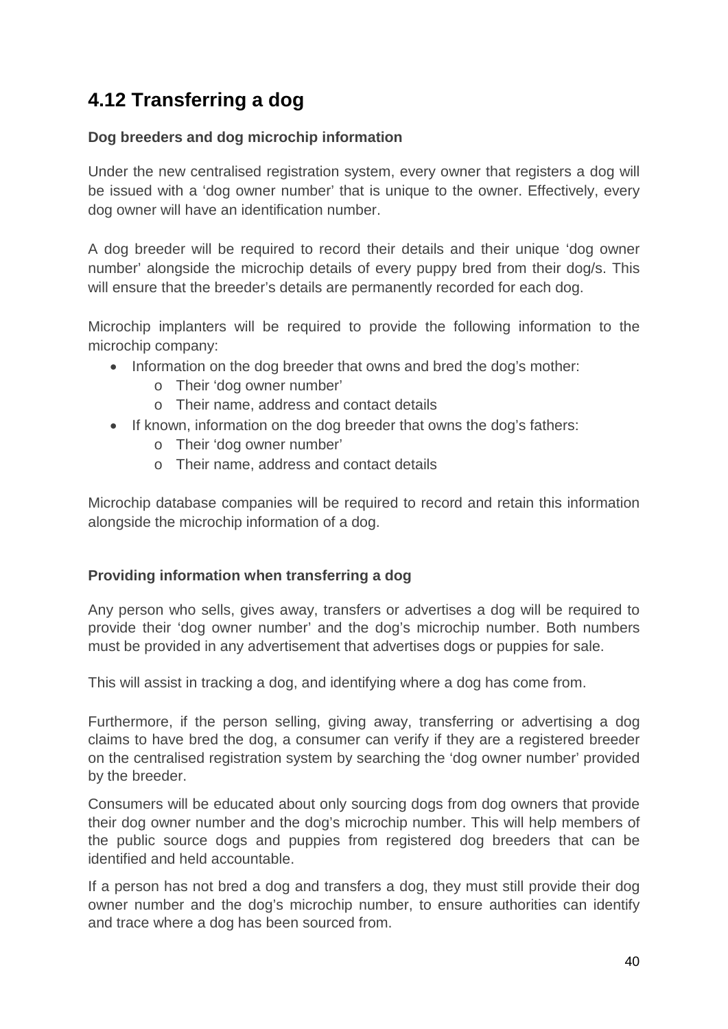## 4.12 Transferring a dog

**Dog breeders and dog microchip information**

Under the new centralised registration system, every owner that registers a dog will be issued with a 'dog owner number' that is unique to the owner. Effectively, every dog owner will have an identification number.

A dog breeder will be required to record their details and their unique 'dog owner number' alongside the microchip details of every puppy bred from their dog/s. This will ensure that the breeder's details are permanently recorded for each dog.

Microchip implanters will be required to provide the following information to the microchip company:

- Information on the dog breeder that owns and bred the dog's mother:
  - Their 'dog owner number'
  - Their name, address and contact details
- If known, information on the dog breeder that owns the dog's fathers:
  - Their 'dog owner number'
  - Their name, address and contact details

Microchip database companies will be required to record and retain this information alongside the microchip information of a dog.

**Providing information when transferring a dog**

Any person who sells, gives away, transfers or advertises a dog will be required to provide their 'dog owner number' and the dog's microchip number. Both numbers must be provided in any advertisement that advertises dogs or puppies for sale.

This will assist in tracking a dog, and identifying where a dog has come from.

Furthermore, if the person selling, giving away, transferring or advertising a dog claims to have bred the dog, a consumer can verify if they are a registered breeder on the centralised registration system by searching the 'dog owner number' provided by the breeder.

Consumers will be educated about only sourcing dogs from dog owners that provide their dog owner number and the dog's microchip number. This will help members of the public source dogs and puppies from registered dog breeders that can be identified and held accountable.

If a person has not bred a dog and transfers a dog, they must still provide their dog owner number and the dog's microchip number, to ensure authorities can identify and trace where a dog has been sourced from.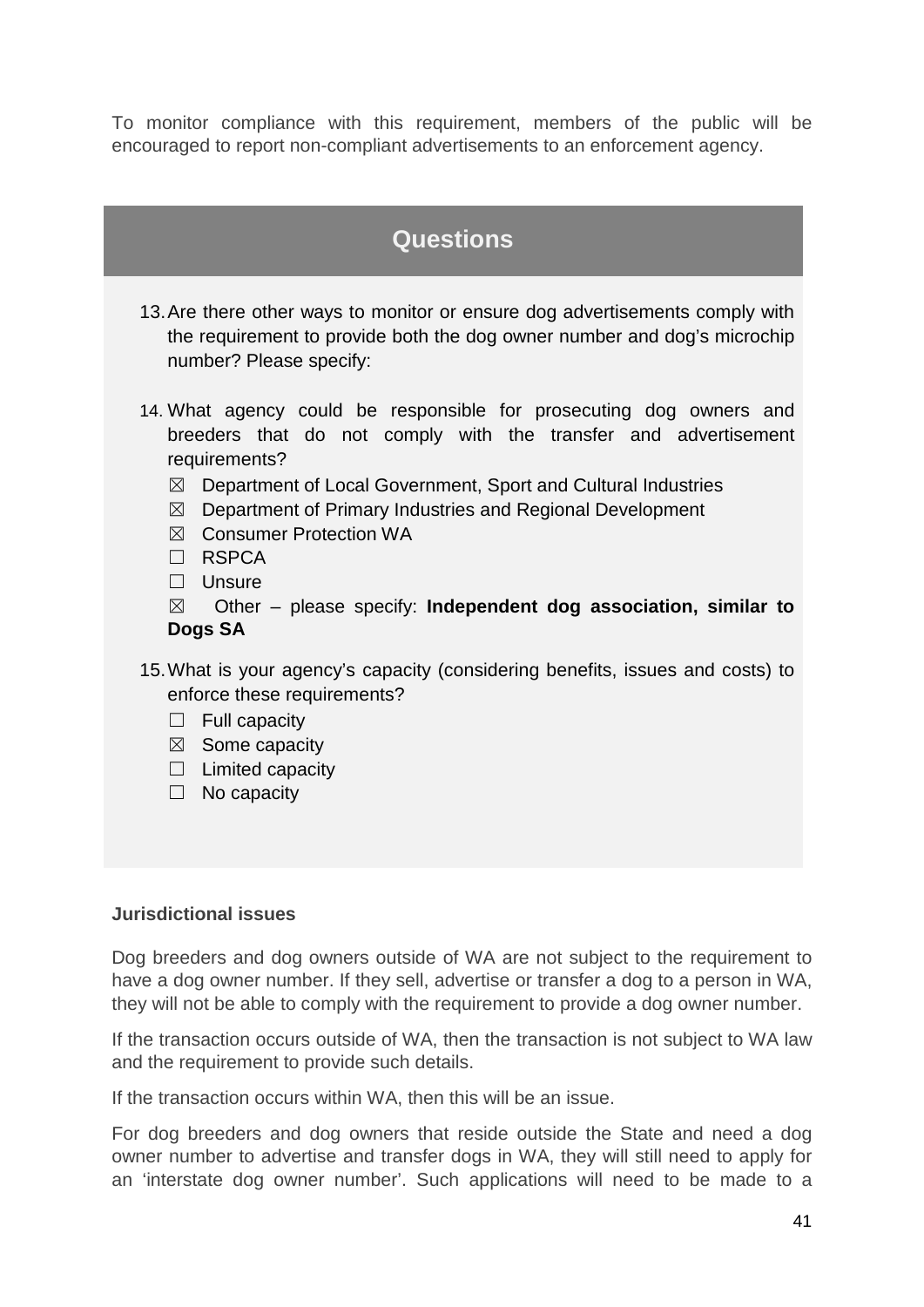To monitor compliance with this requirement, members of the public will be encouraged to report non-compliant advertisements to an enforcement agency.

## Questions

13. Are there other ways to monitor or ensure dog advertisements comply with the requirement to provide both the dog owner number and dog's microchip number? Please specify:

14. What agency could be responsible for prosecuting dog owners and breeders that do not comply with the transfer and advertisement requirements?
    - ☒ Department of Local Government, Sport and Cultural Industries
    - ☒ Department of Primary Industries and Regional Development
    - ☒ Consumer Protection WA
    - ☐ RSPCA
    - ☐ Unsure
    - ☒ Other – please specify: **Independent dog association, similar to Dogs SA**

15. What is your agency's capacity (considering benefits, issues and costs) to enforce these requirements?
    - ☐ Full capacity
    - ☒ Some capacity
    - ☐ Limited capacity
    - ☐ No capacity

**Jurisdictional issues**

Dog breeders and dog owners outside of WA are not subject to the requirement to have a dog owner number. If they sell, advertise or transfer a dog to a person in WA, they will not be able to comply with the requirement to provide a dog owner number.

If the transaction occurs outside of WA, then the transaction is not subject to WA law and the requirement to provide such details.

If the transaction occurs within WA, then this will be an issue.

For dog breeders and dog owners that reside outside the State and need a dog owner number to advertise and transfer dogs in WA, they will still need to apply for an 'interstate dog owner number'. Such applications will need to be made to a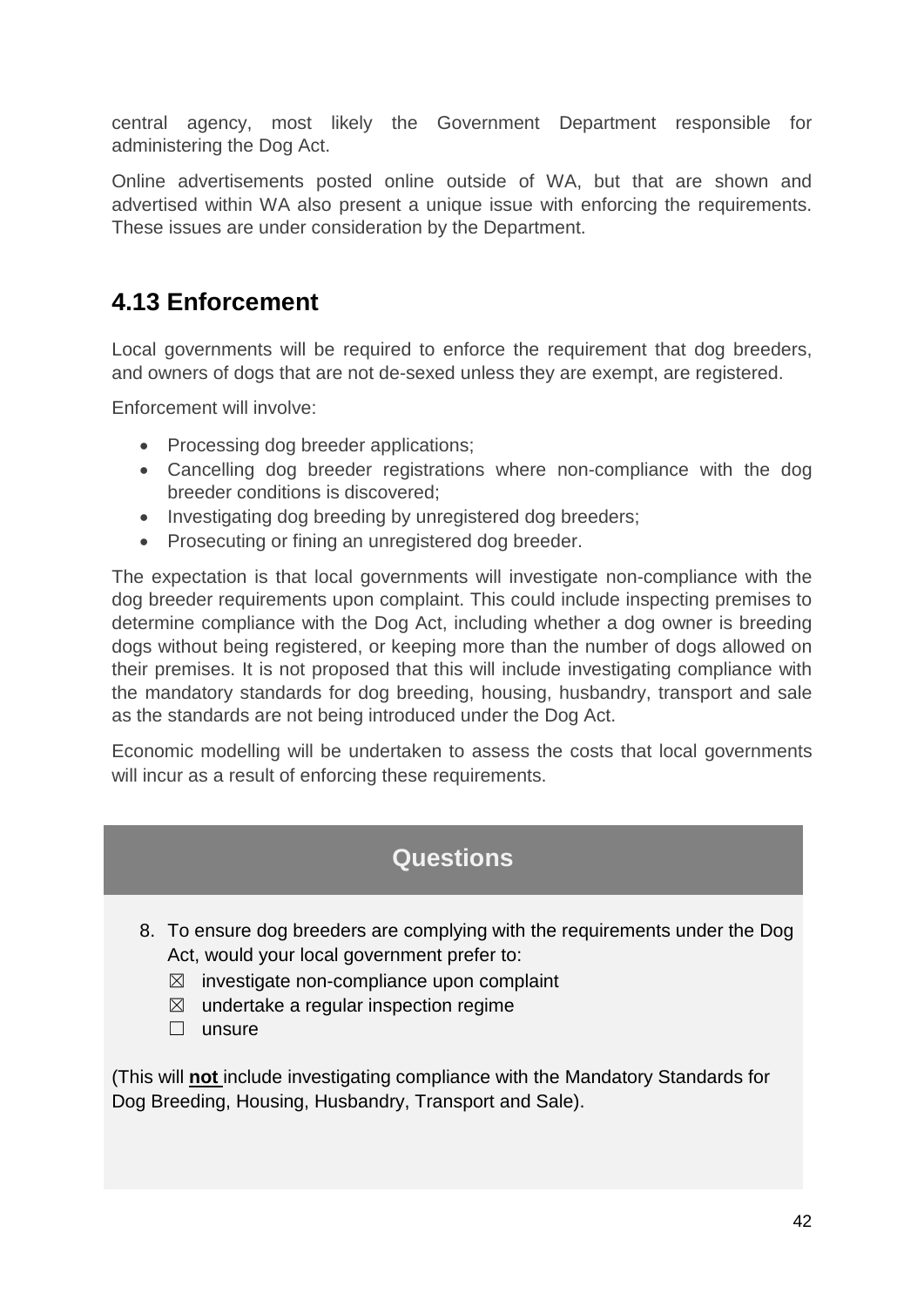central agency, most likely the Government Department responsible for administering the Dog Act.

Online advertisements posted online outside of WA, but that are shown and advertised within WA also present a unique issue with enforcing the requirements. These issues are under consideration by the Department.

## 4.13 Enforcement

Local governments will be required to enforce the requirement that dog breeders, and owners of dogs that are not de-sexed unless they are exempt, are registered.

Enforcement will involve:

- Processing dog breeder applications;
- Cancelling dog breeder registrations where non-compliance with the dog breeder conditions is discovered;
- Investigating dog breeding by unregistered dog breeders;
- Prosecuting or fining an unregistered dog breeder.

The expectation is that local governments will investigate non-compliance with the dog breeder requirements upon complaint. This could include inspecting premises to determine compliance with the Dog Act, including whether a dog owner is breeding dogs without being registered, or keeping more than the number of dogs allowed on their premises. It is not proposed that this will include investigating compliance with the mandatory standards for dog breeding, housing, husbandry, transport and sale as the standards are not being introduced under the Dog Act.

Economic modelling will be undertaken to assess the costs that local governments will incur as a result of enforcing these requirements.

### Questions

8. To ensure dog breeders are complying with the requirements under the Dog Act, would your local government prefer to:
   - ☒ investigate non-compliance upon complaint
   - ☒ undertake a regular inspection regime
   - ☐ unsure

(This will **not** include investigating compliance with the Mandatory Standards for Dog Breeding, Housing, Husbandry, Transport and Sale).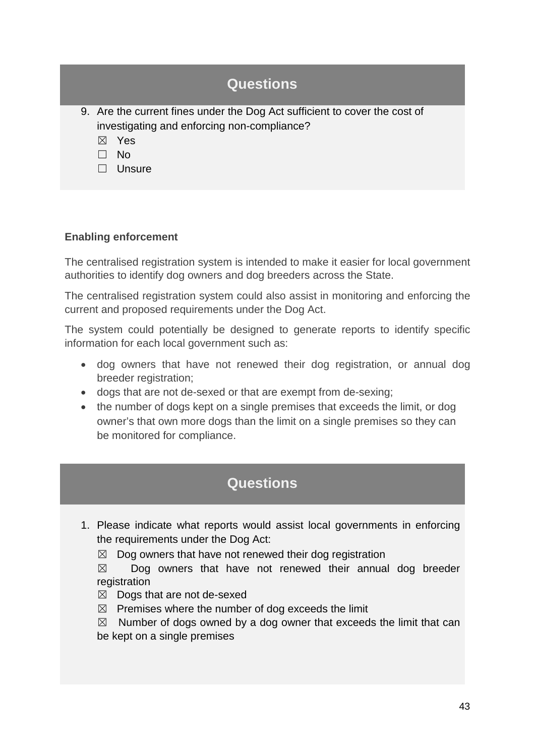## Questions

9. Are the current fines under the Dog Act sufficient to cover the cost of investigating and enforcing non-compliance?

   ☒ Yes

   ☐ No

   ☐ Unsure

**Enabling enforcement**

The centralised registration system is intended to make it easier for local government authorities to identify dog owners and dog breeders across the State.

The centralised registration system could also assist in monitoring and enforcing the current and proposed requirements under the Dog Act.

The system could potentially be designed to generate reports to identify specific information for each local government such as:

- dog owners that have not renewed their dog registration, or annual dog breeder registration;
- dogs that are not de-sexed or that are exempt from de-sexing;
- the number of dogs kept on a single premises that exceeds the limit, or dog owner's that own more dogs than the limit on a single premises so they can be monitored for compliance.

## Questions

1. Please indicate what reports would assist local governments in enforcing the requirements under the Dog Act:

   ☒ Dog owners that have not renewed their dog registration

   ☒ Dog owners that have not renewed their annual dog breeder registration

   ☒ Dogs that are not de-sexed

   ☒ Premises where the number of dog exceeds the limit

   ☒ Number of dogs owned by a dog owner that exceeds the limit that can be kept on a single premises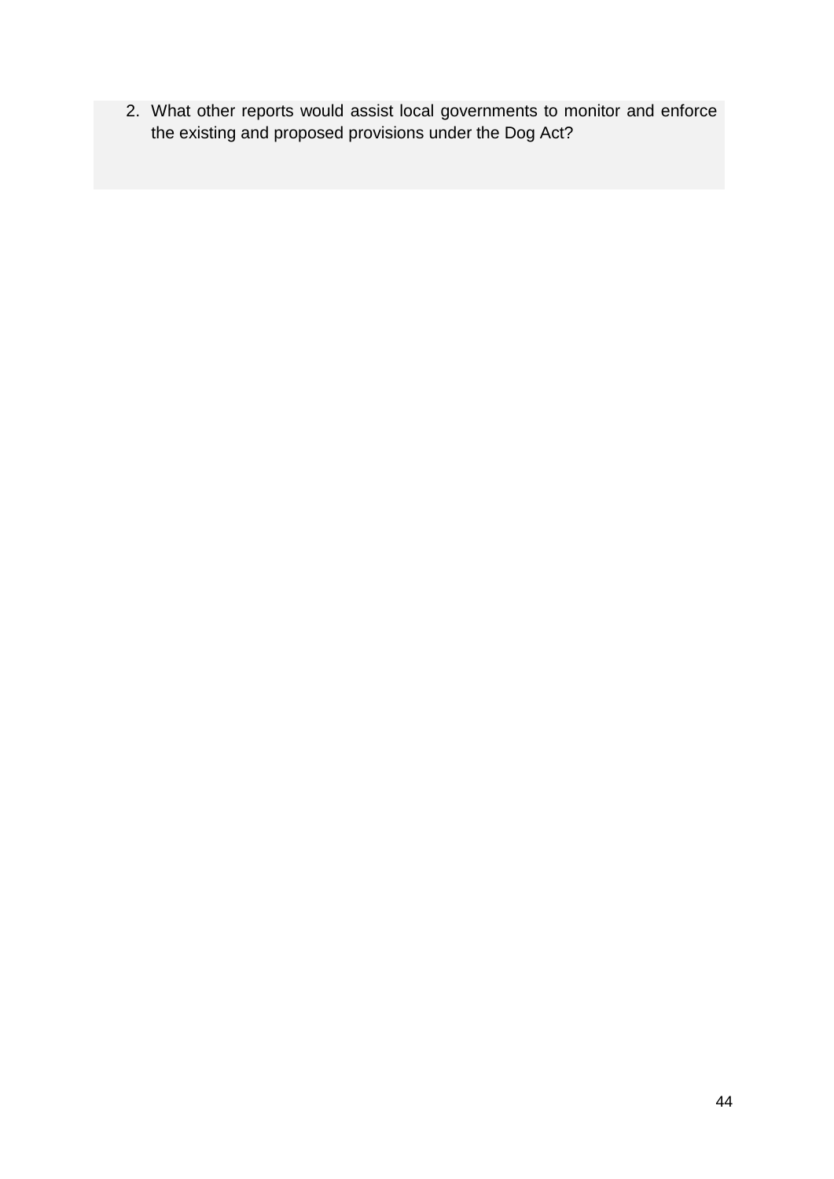2. What other reports would assist local governments to monitor and enforce the existing and proposed provisions under the Dog Act?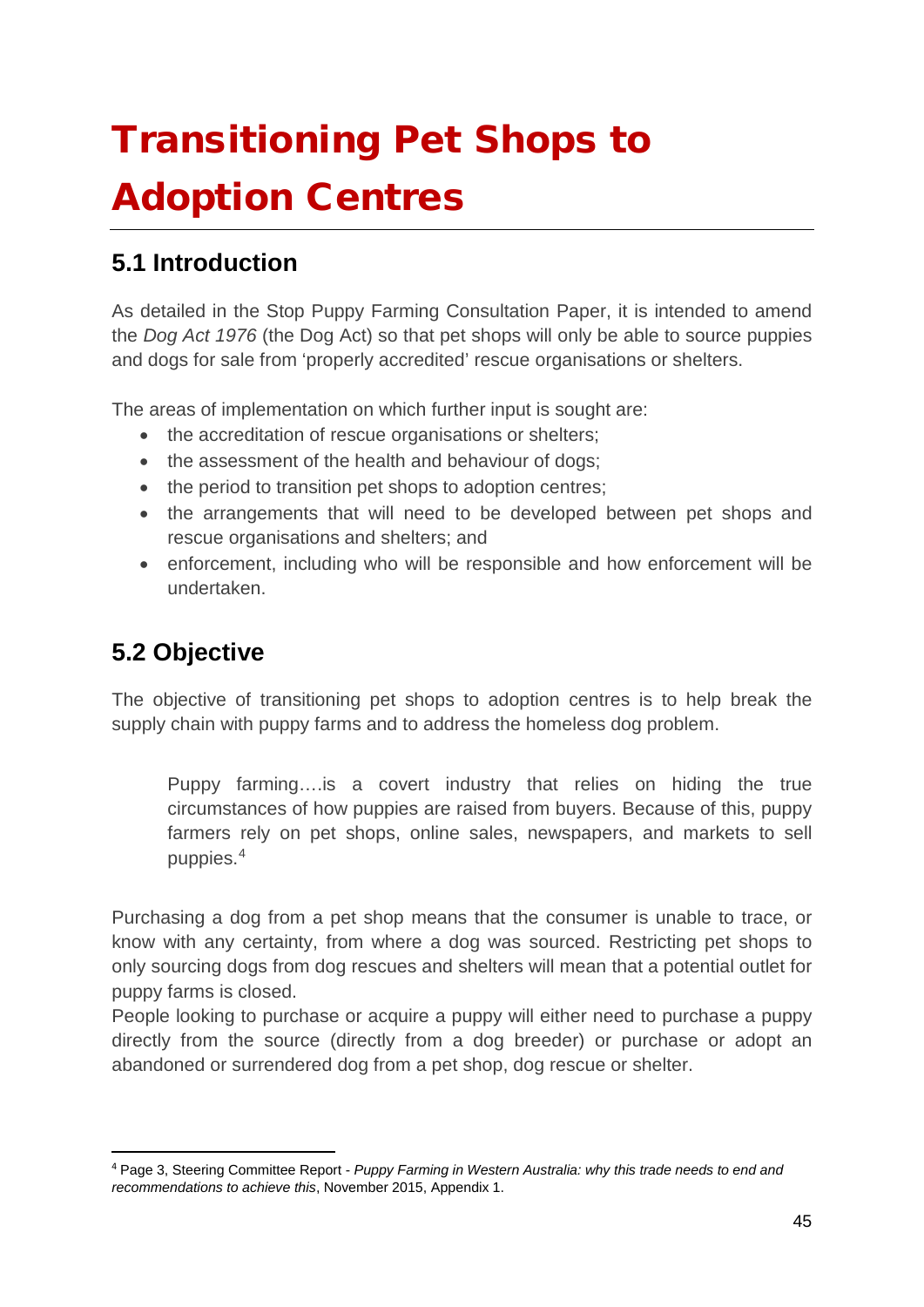# Transitioning Pet Shops to Adoption Centres

## 5.1 Introduction

As detailed in the Stop Puppy Farming Consultation Paper, it is intended to amend the *Dog Act 1976* (the Dog Act) so that pet shops will only be able to source puppies and dogs for sale from 'properly accredited' rescue organisations or shelters.

The areas of implementation on which further input is sought are:

- the accreditation of rescue organisations or shelters;
- the assessment of the health and behaviour of dogs;
- the period to transition pet shops to adoption centres;
- the arrangements that will need to be developed between pet shops and rescue organisations and shelters; and
- enforcement, including who will be responsible and how enforcement will be undertaken.

## 5.2 Objective

The objective of transitioning pet shops to adoption centres is to help break the supply chain with puppy farms and to address the homeless dog problem.

> Puppy farming….is a covert industry that relies on hiding the true circumstances of how puppies are raised from buyers. Because of this, puppy farmers rely on pet shops, online sales, newspapers, and markets to sell puppies.[4]

Purchasing a dog from a pet shop means that the consumer is unable to trace, or know with any certainty, from where a dog was sourced. Restricting pet shops to only sourcing dogs from dog rescues and shelters will mean that a potential outlet for puppy farms is closed.

People looking to purchase or acquire a puppy will either need to purchase a puppy directly from the source (directly from a dog breeder) or purchase or adopt an abandoned or surrendered dog from a pet shop, dog rescue or shelter.

---

[4] Page 3, Steering Committee Report - *Puppy Farming in Western Australia: why this trade needs to end and recommendations to achieve this*, November 2015, Appendix 1.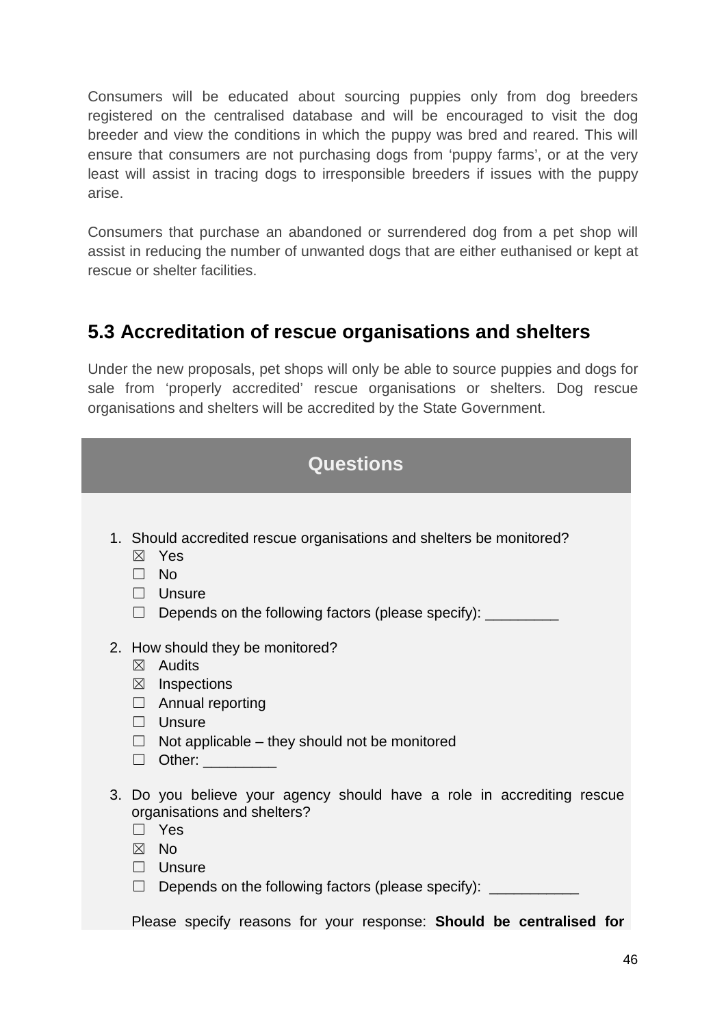Consumers will be educated about sourcing puppies only from dog breeders registered on the centralised database and will be encouraged to visit the dog breeder and view the conditions in which the puppy was bred and reared. This will ensure that consumers are not purchasing dogs from 'puppy farms', or at the very least will assist in tracing dogs to irresponsible breeders if issues with the puppy arise.

Consumers that purchase an abandoned or surrendered dog from a pet shop will assist in reducing the number of unwanted dogs that are either euthanised or kept at rescue or shelter facilities.

## 5.3 Accreditation of rescue organisations and shelters

Under the new proposals, pet shops will only be able to source puppies and dogs for sale from 'properly accredited' rescue organisations or shelters. Dog rescue organisations and shelters will be accredited by the State Government.

### Questions

1. Should accredited rescue organisations and shelters be monitored?
   - ☒ Yes
   - ☐ No
   - ☐ Unsure
   - ☐ Depends on the following factors (please specify): _________

2. How should they be monitored?
   - ☒ Audits
   - ☒ Inspections
   - ☐ Annual reporting
   - ☐ Unsure
   - ☐ Not applicable – they should not be monitored
   - ☐ Other: _________

3. Do you believe your agency should have a role in accrediting rescue organisations and shelters?
   - ☐ Yes
   - ☒ No
   - ☐ Unsure
   - ☐ Depends on the following factors (please specify): ___________

   Please specify reasons for your response: **Should be centralised for**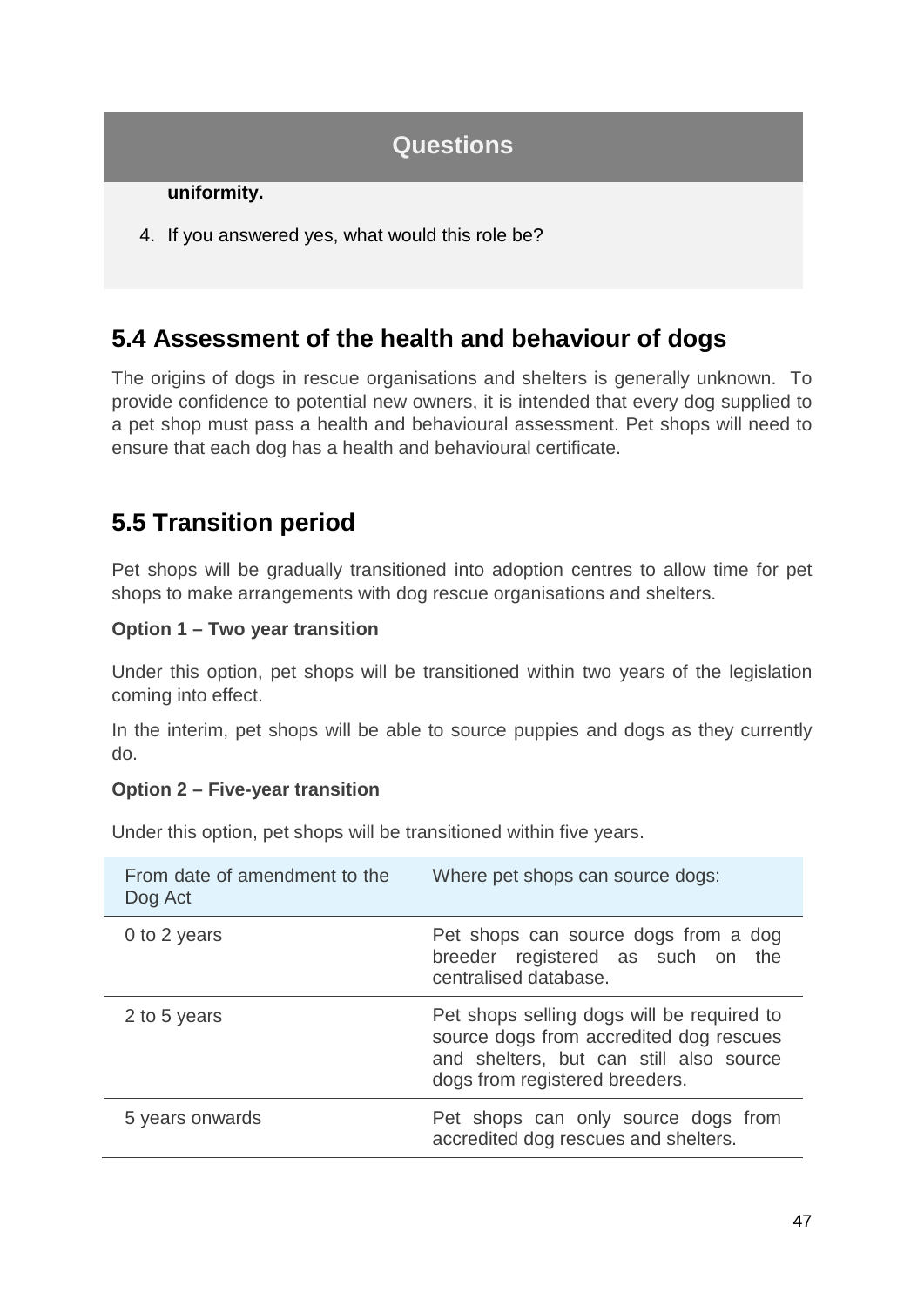**Questions**

**uniformity.**

4. If you answered yes, what would this role be?

## 5.4 Assessment of the health and behaviour of dogs

The origins of dogs in rescue organisations and shelters is generally unknown. To provide confidence to potential new owners, it is intended that every dog supplied to a pet shop must pass a health and behavioural assessment. Pet shops will need to ensure that each dog has a health and behavioural certificate.

## 5.5 Transition period

Pet shops will be gradually transitioned into adoption centres to allow time for pet shops to make arrangements with dog rescue organisations and shelters.

**Option 1 – Two year transition**

Under this option, pet shops will be transitioned within two years of the legislation coming into effect.

In the interim, pet shops will be able to source puppies and dogs as they currently do.

**Option 2 – Five-year transition**

Under this option, pet shops will be transitioned within five years.

| From date of amendment to the Dog Act | Where pet shops can source dogs: |
|---|---|
| 0 to 2 years | Pet shops can source dogs from a dog breeder registered as such on the centralised database. |
| 2 to 5 years | Pet shops selling dogs will be required to source dogs from accredited dog rescues and shelters, but can still also source dogs from registered breeders. |
| 5 years onwards | Pet shops can only source dogs from accredited dog rescues and shelters. |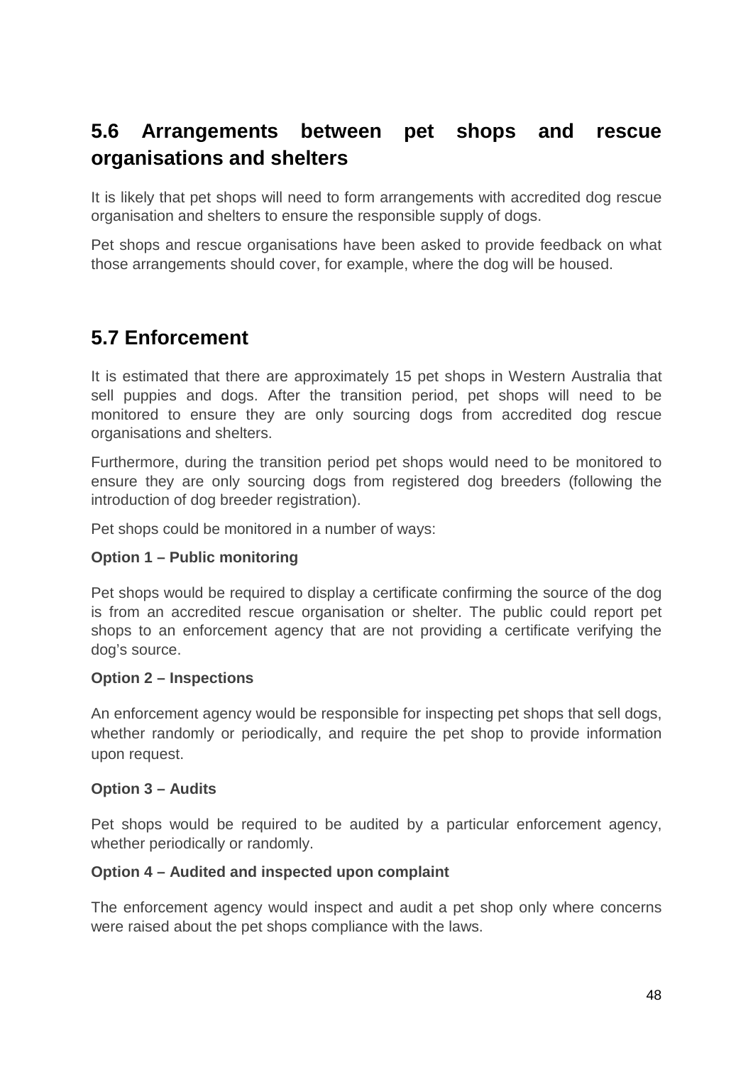## 5.6 Arrangements between pet shops and rescue organisations and shelters

It is likely that pet shops will need to form arrangements with accredited dog rescue organisation and shelters to ensure the responsible supply of dogs.

Pet shops and rescue organisations have been asked to provide feedback on what those arrangements should cover, for example, where the dog will be housed.

## 5.7 Enforcement

It is estimated that there are approximately 15 pet shops in Western Australia that sell puppies and dogs. After the transition period, pet shops will need to be monitored to ensure they are only sourcing dogs from accredited dog rescue organisations and shelters.

Furthermore, during the transition period pet shops would need to be monitored to ensure they are only sourcing dogs from registered dog breeders (following the introduction of dog breeder registration).

Pet shops could be monitored in a number of ways:

**Option 1 – Public monitoring**

Pet shops would be required to display a certificate confirming the source of the dog is from an accredited rescue organisation or shelter. The public could report pet shops to an enforcement agency that are not providing a certificate verifying the dog's source.

**Option 2 – Inspections**

An enforcement agency would be responsible for inspecting pet shops that sell dogs, whether randomly or periodically, and require the pet shop to provide information upon request.

**Option 3 – Audits**

Pet shops would be required to be audited by a particular enforcement agency, whether periodically or randomly.

**Option 4 – Audited and inspected upon complaint**

The enforcement agency would inspect and audit a pet shop only where concerns were raised about the pet shops compliance with the laws.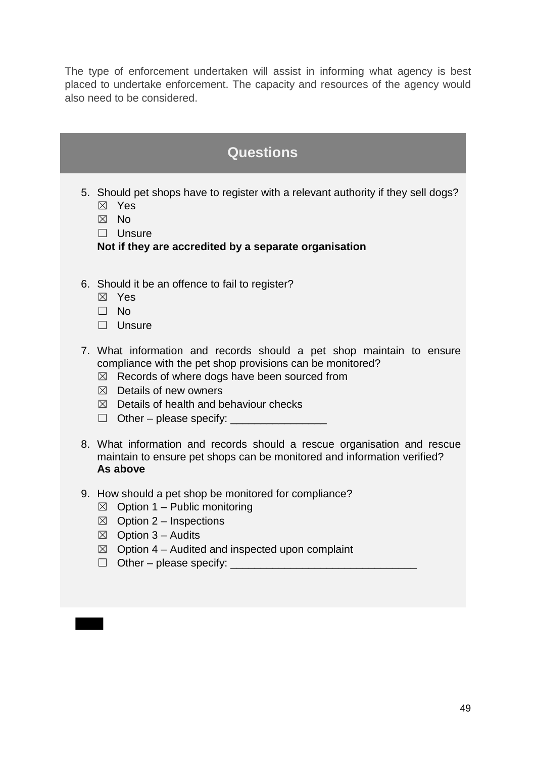The type of enforcement undertaken will assist in informing what agency is best placed to undertake enforcement. The capacity and resources of the agency would also need to be considered.

## Questions

5. Should pet shops have to register with a relevant authority if they sell dogs?
   - ☒ Yes
   - ☒ No
   - ☐ Unsure

   **Not if they are accredited by a separate organisation**

6. Should it be an offence to fail to register?
   - ☒ Yes
   - ☐ No
   - ☐ Unsure

7. What information and records should a pet shop maintain to ensure compliance with the pet shop provisions can be monitored?
   - ☒ Records of where dogs have been sourced from
   - ☒ Details of new owners
   - ☒ Details of health and behaviour checks
   - ☐ Other – please specify: ________________

8. What information and records should a rescue organisation and rescue maintain to ensure pet shops can be monitored and information verified?
   **As above**

9. How should a pet shop be monitored for compliance?
   - ☒ Option 1 – Public monitoring
   - ☒ Option 2 – Inspections
   - ☒ Option 3 – Audits
   - ☒ Option 4 – Audited and inspected upon complaint
   - ☐ Other – please specify: _______________________________